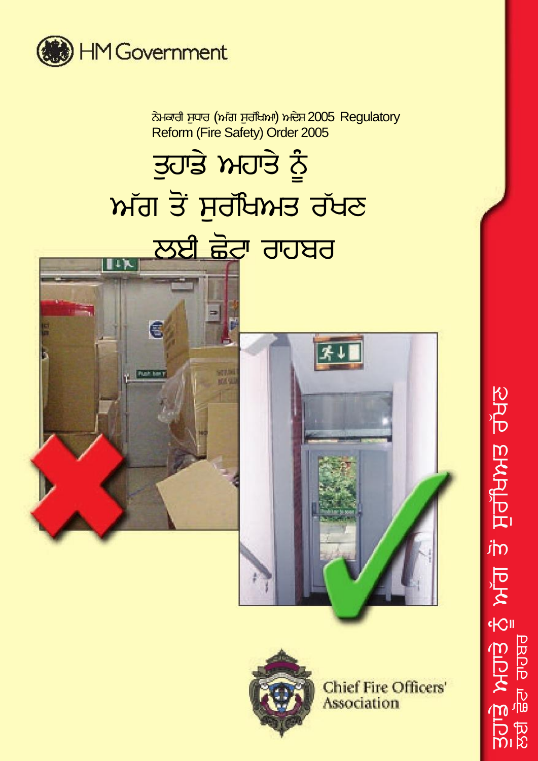HM Government

ਨੇਮਕਾਰੀ ਸੁਧਾਰ (ਅੱਗ ਸੁਰੱਖਿਆ) ਅਦੇਸ਼ 2005 Regulatory Reform (Fire Safety) Order 2005

# ਤੁਹਾਡੇ ਅਹਾਤੇ ਨੂੰ ਅੱਗ ਤੋਂ ਸੁਰੱਖਿਅਤ ਰੱਖਣ ਲਈ ਛੋਟਾ ਰਾਹਬਰ

Chief Fire Officers' Association

ਤੁਹਾਡੇ ਅਹਾਤੇ ਨੂੰ ਅੱਗ ਤੋਂ ਸੁਰੱਖਿਅਤ ਰੱਖਣ ਲਈ ਛੋਟਾ ਰਾਹਬਰ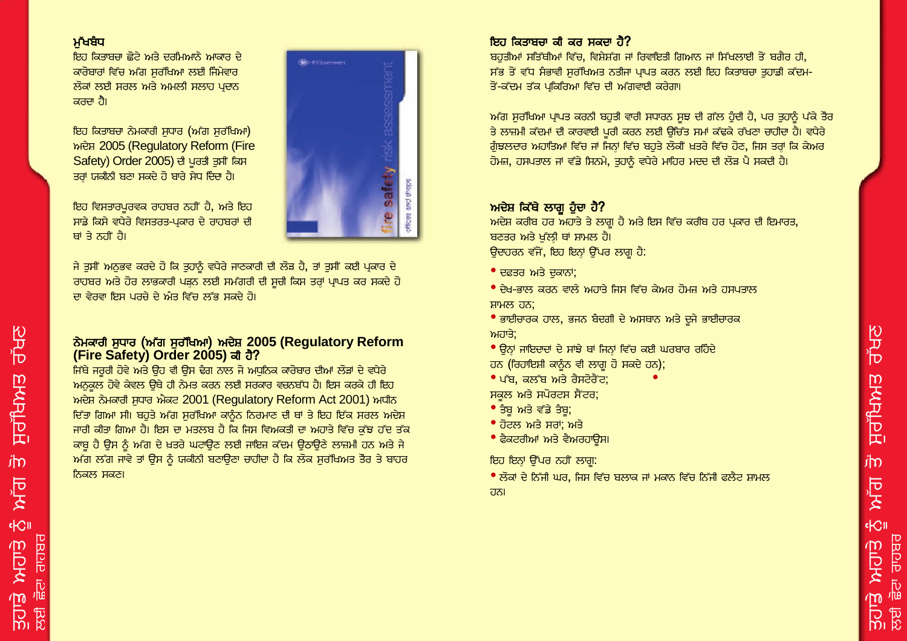## ਮੁੱਖਬੰਧ

ਇਹ ਕਿਤਾਬਚਾ ਛੋਟੇ ਅਤੇ ਦਰਮਿਆਨੇ ਆਕਾਰ ਦੇ ਕਾਰੋਬਾਰਾਂ ਵਿੱਚ ਅੱਗ ਸੁਰੱਖਿਆ ਲਈ ਜ਼ਿੰਮੇਵਾਰ ਲੋਕਾਂ ਲਈ ਸਰਲ ਅਤੇ ਅਮਲੀ ਸਲਾਹ ਪ੍ਰਦਾਨ ਕਰਦਾ ਹੈ।

ਇਹ ਕਿਤਾਬਚਾ ਨੇਮਕਾਰੀ ਸੁਧਾਰ (ਅੱਗ ਸੁਰੱਖਿਆ) ਅਦੇਸ਼ 2005 (Regulatory Reform (Fire Safety) Order 2005) ਦੀ ਪੂਰਤੀ ਤੁਸੀਂ ਕਿਸ ਤਰ੍ਹਾਂ ਯਕੀਨੀ ਬਣਾ ਸਕਦੇ ਹੋ ਬਾਰੇ ਸੇਧ ਦਿੰਦਾ ਹੈ।

ਇਹ ਵਿਸਤਾਰਪੂਰਵਕ ਰਾਹਬਰ ਨਹੀਂ ਹੈ, ਅਤੇ ਇਹ ਸਾਡੇ ਕਿਸੇ ਵਧੇਰੇ ਵਿਸਤਰਤ-ਪ੍ਰਕਾਰ ਦੇ ਰਾਹਬਰਾਂ ਦੀ ਥਾਂ ਤੇ ਨਹੀਂ ਹੈ।

ਜੇ ਤੁਸੀਂ ਅਨੁਭਵ ਕਰਦੇ ਹੋ ਕਿ ਤੁਹਾਨੂੰ ਵਧੇਰੇ ਜਾਣਕਾਰੀ ਦੀ ਲੋੜ ਹੈ, ਤਾਂ ਤੁਸੀਂ ਕਈ ਪ੍ਰਕਾਰ ਦੇ ਰਾਹਬਰ ਅਤੇ ਹੋਰ ਲਾਭਕਾਰੀ ਪੜ੍ਹਨ ਲਈ ਸਮੱਗਰੀ ਦੀ ਸੂਚੀ ਕਿਸ ਤਰ੍ਹਾਂ ਪ੍ਰਾਪਤ ਕਰ ਸਕਦੇ ਹੋ ਦਾ ਵੇਰਵਾ ਇਸ ਪਰਚੇ ਦੇ ਅੰਤ ਵਿੱਚ ਲੱਭ ਸਕਦੇ ਹੋ।

## ਨੇਮਕਾਰੀ ਸੁਧਾਰ (ਅੱਗ ਸੁਰੱਖਿਆ) ਅਦੇਸ਼ 2005 (Regulatory Reform (Fire Safety) Order 2005) ਕੀ ਹੈ?

ਜਿੱਥੇ ਜਰੂਰੀ ਹੋਵੇ ਅਤੇ ਉਹ ਵੀ ਉਸ ਢੰਗ ਨਾਲ ਜੋ ਅਧੁਨਿਕ ਕਾਰੋਬਾਰ ਦੀਆਂ ਲੋੜਾਂ ਦੇ ਵਧੇਰੇ ਅਨੁਕੂਲ ਹੋਵੇ ਕੇਵਲ ਉਥੇ ਹੀ ਨੇਮਤ ਕਰਨ ਲਈ ਸਰਕਾਰ ਵਚਨਬੱਧ ਹੈ। ਇਸ ਕਰਕੇ ਹੀ ਇਹ ਅਦੇਸ਼ ਨੇਮਕਾਰੀ ਸੁਧਾਰ ਐਕਟ 2001 (Regulatory Reform Act 2001) ਅਧੀਨ ਦਿੱਤਾ ਗਿਆ ਸੀ। ਬਹੁਤੇ ਅੱਗ ਸੁਰੱਖਿਆ ਕਾਨੂੰਨ ਨਿਰਮਾਣ ਦੀ ਥਾਂ ਤੇ ਇਹ ਇੱਕ ਸਰਲ ਅਦੇਸ਼ ਜਾਰੀ ਕੀਤਾ ਗਿਆ ਹੈ। ਇਸ ਦਾ ਮਤਲਬ ਹੈ ਕਿ ਜਿਸ ਵਿਅਕਤੀ ਦਾ ਅਹਾਤੇ ਵਿੱਚ ਕੁੱਝ ਹੱਦ ਤੱਕ ਕਾਬੂ ਹੈ ਉਸ ਨੂੰ ਅੱਗ ਦੇ ਖ਼ਤਰੇ ਘਟਾਉਣ ਲਈ ਜਾਇਜ਼ ਕਦਮ ਉਠਾਉਣੇ ਲਾਜ਼ਮੀ ਹਨ ਅਤੇ ਜੇ ਅੱਗ ਲੱਗ ਜਾਵੇ ਤਾਂ ਉਸ ਨੂੰ ਯਕੀਨੀ ਬਣਾਉਣਾ ਚਾਹੀਦਾ ਹੈ ਕਿ ਲੋਕ ਸੁਰੱਖਿਅਤ ਤੌਰ ਤੇ ਬਾਹਰ ਨਿਕਲ ਸਕਣ।

## ਇਹ ਕਿਤਾਬਚਾ ਕੀ ਕਰ ਸਕਦਾ ਹੈ?

ਬਹੁਤੀਆਂ ਸਥਿੱਤੀਆਂ ਵਿੱਚ, ਵਿਸ਼ੇਸ਼ੱਗ ਜਾਂ ਰਿਵਾਇਤੀ ਗਿਆਨ ਜਾਂ ਸਿੱਖਲਾਈ ਤੋਂ ਬਗੈਰ ਹੀ, ਸਭ ਤੋਂ ਵੱਧ ਸੰਭਾਵੀ ਸੁਰੱਖਿਅਤ ਨਤੀਜਾ ਪ੍ਰਾਪਤ ਕਰਨ ਲਈ ਇਹ ਕਿਤਾਬਚਾ ਤੁਹਾਡੀ ਕਦਮ-ਤੋਂ-ਕਦਮ ਤੱਕ ਪ੍ਰਕਿਰਿਆ ਵਿੱਚ ਦੀ ਅੱਗਵਾਈ ਕਰੇਗਾ।

ਅੱਗ ਸੁਰੱਖਿਆ ਪ੍ਰਾਪਤ ਕਰਨੀ ਬਹੁਤੀ ਵਾਰੀ ਸਧਾਰਨ ਸੂਝ ਦੀ ਗੱਲ ਹੁੰਦੀ ਹੈ, ਪਰ ਤੁਹਾਨੂੰ ਪੱਕੇ ਤੌਰ ਤੇ ਲਾਜ਼ਮੀ ਕਦਮਾਂ ਦੀ ਕਾਰਵਾਈ ਪੂਰੀ ਕਰਨ ਲਈ ਉਚਿੱਤ ਸਮਾਂ ਕੱਢਕੇ ਰੱਖਣਾ ਚਾਹੀਦਾ ਹੈ। ਵਧੇਰੇ ਗੁੰਝਲਦਾਰ ਅਹਾਤਿਆਂ ਵਿੱਚ ਜਾਂ ਜਿਨ੍ਹਾਂ ਵਿੱਚ ਬਹੁਤੇ ਲੋਕੀਂ ਖ਼ਤਰੇ ਵਿੱਚ ਹੋਣ, ਜਿਸ ਤਰ੍ਹਾਂ ਕਿ ਕੇਅਰ ਹੋਮਜ਼, ਹਸਪਤਾਲ ਜਾਂ ਵੱਡੇ ਸਿਨਮੇ, ਤੁਹਾਨੂੰ ਵਧੇਰੇ ਮਾਹਿਰ ਮਦਦ ਦੀ ਲੋੜ ਪੈ ਸਕਦੀ ਹੈ।

## ਅਦੇਸ਼ ਕਿੱਥੇ ਲਾਗੂ ਹੁੰਦਾ ਹੈ?

ਅਦੇਸ਼ ਕਰੀਬ ਹਰ ਅਹਾਤੇ ਤੇ ਲਾਗੂ ਹੈ ਅਤੇ ਇਸ ਵਿੱਚ ਕਰੀਬ ਹਰ ਪ੍ਰਕਾਰ ਦੀ ਇਮਾਰਤ, ਬਣਤਰ ਅਤੇ ਖੁੱਲ੍ਹੀ ਥਾਂ ਸ਼ਾਮਲ ਹੈ।

ਉਦਾਹਰਨ ਵਜੋਂ, ਇਹ ਇਨ੍ਹਾਂ ਉੱਪਰ ਲਾਗੂ ਹੈ:

- ਦਫ਼ਤਰ ਅਤੇ ਦੁਕਾਨਾਂ;
- ਦੇਖ-ਭਾਲ ਕਰਨ ਵਾਲੇ ਅਹਾਤੇ ਜਿਸ ਵਿੱਚ ਕੇਅਰ ਹੋਮਜ਼ ਅਤੇ ਹਸਪਤਾਲ ਸ਼ਾਮਲ ਹਨ;
- ਭਾਈਚਾਰਕ ਹਾਲ, ਭਜਨ ਬੰਦਗੀ ਦੇ ਅਸਥਾਨ ਅਤੇ ਦੂਜੇ ਭਾਈਚਾਰਕ ਅਹਾਤੇ;
- ਉਨ੍ਹਾਂ ਜਾਇਦਾਦਾਂ ਦੇ ਸਾਂਝੇ ਥਾਂ ਜਿਨ੍ਹਾਂ ਵਿੱਚ ਕਈ ਘਰਬਾਰ ਰਹਿੰਦੇ ਹਨ (ਰਿਹਾਇਸ਼ੀ ਕਾਨੂੰਨ ਵੀ ਲਾਗੂ ਹੋ ਸਕਦੇ ਹਨ);
- ਪੱਬ, ਕਲੱਬ ਅਤੇ ਰੈਸਟੋਰੈਂਟ;
- ਸਕੂਲ ਅਤੇ ਸਪੋਰਟਸ ਸੈਂਟਰ;
- ਤੰਬੂ ਅਤੇ ਵੱਡੇ ਤੰਬੂ;
- ਹੋਟਲ ਅਤੇ ਸਰਾਂ; ਅਤੇ
- ਫ਼ੈਕਟਰੀਆਂ ਅਤੇ ਵੇਅਰਹਾਊਸ।

ਇਹ ਇਨ੍ਹਾਂ ਉੱਪਰ ਨਹੀਂ ਲਾਗੂ:

- ਲੋਕਾਂ ਦੇ ਨਿੱਜੀ ਘਰ, ਜਿਸ ਵਿੱਚ ਬਲਾਕ ਜਾਂ ਮਕਾਨ ਵਿੱਚ ਨਿੱਜੀ ਫਲੈਟ ਸ਼ਾਮਲ ਹਨ।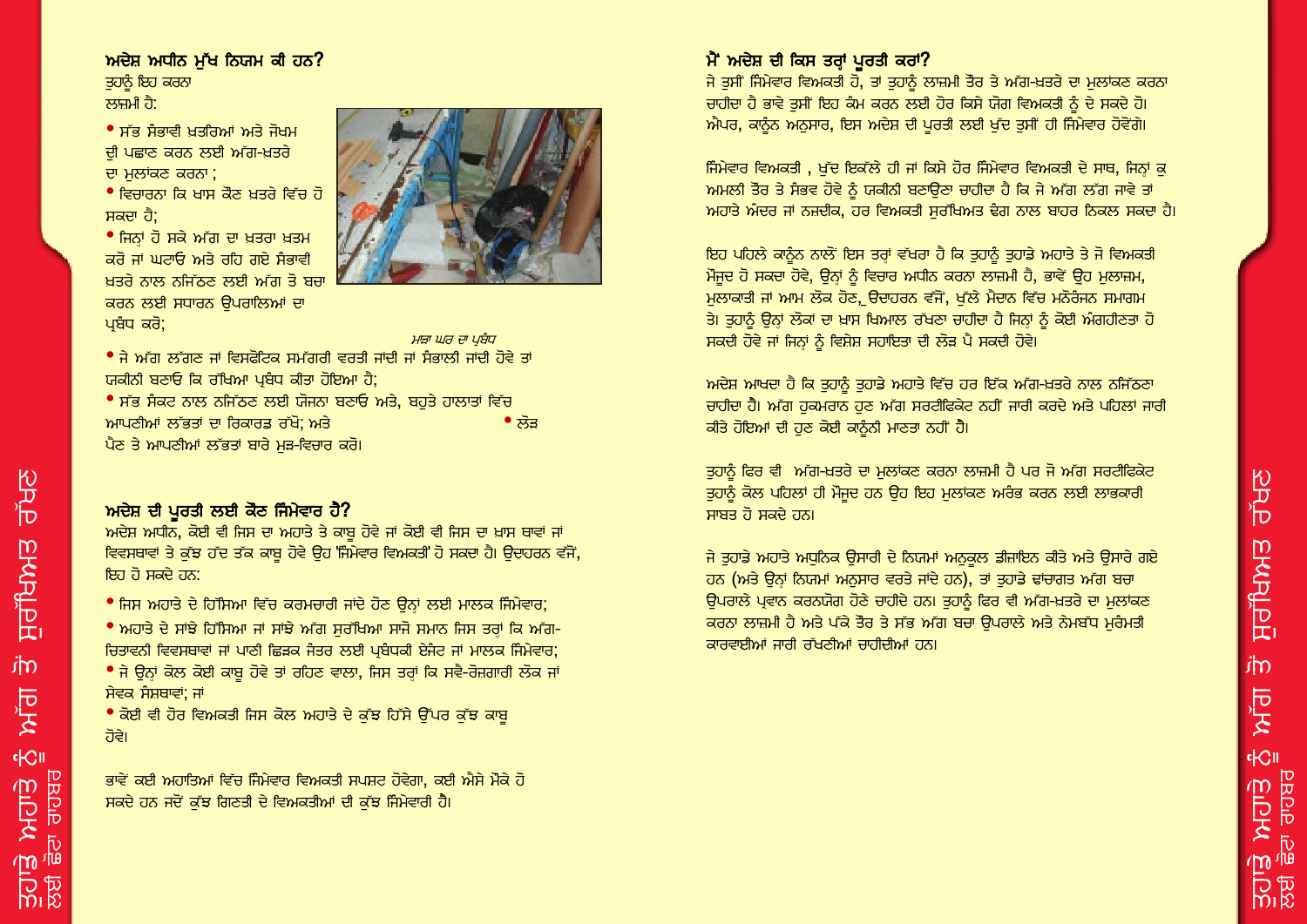## ਅਦੇਸ਼ ਅਧੀਨ ਮੁੱਖ ਨਿਯਮ ਕੀ ਹਨ?

ਤੁਹਾਨੂੰ ਇਹ ਕਰਨਾ ਲਾਜ਼ਮੀ ਹੈ:

- ਸੱਭ ਸੰਭਾਵੀ ਖਤਰਿਆਂ ਅਤੇ ਜੋਖਮ ਦੀ ਪਛਾਣ ਕਰਨ ਲਈ ਅੱਗ-ਖਤਰੇ ਦਾ ਮੁਲਾਂਕਣ ਕਰਨਾ ;
- ਵਿਚਾਰਨਾ ਕਿ ਖਾਸ ਕੌਣ ਖਤਰੇ ਵਿੱਚ ਹੋ ਸਕਦਾ ਹੈ;
- ਜਿਨ੍ਹਾਂ ਹੋ ਸਕੇ ਅੱਗ ਦਾ ਖਤਰਾ ਖਤਮ ਕਰੋ ਜਾਂ ਘਟਾਓ ਅਤੇ ਰਹਿ ਗਏ ਸੰਭਾਵੀ ਖਤਰੇ ਨਾਲ ਨਜਿੱਠਣ ਲਈ ਅੱਗ ਤੋ ਬਚਾ ਕਰਨ ਲਈ ਸਧਾਰਨ ਉਪਰਾਲਿਆਂ ਦਾ ਪ੍ਰਬੰਧ ਕਰੋ;

*ਮਾੜਾ ਘਰ ਦਾ ਪ੍ਰਬੰਧ*

- ਜੇ ਅੱਗ ਲੱਗਣ ਜਾਂ ਵਿਸਫੋਟਿਕ ਸਮੱਗਰੀ ਵਰਤੀ ਜਾਂਦੀ ਜਾਂ ਸੰਭਾਲੀ ਜਾਂਦੀ ਹੋਵੇ ਤਾਂ ਯਕੀਨੀ ਬਣਾਓ ਕਿ ਰੱਖਿਆ ਪ੍ਰਬੰਧ ਕੀਤਾ ਹੋਇਆ ਹੈ;
- ਸੱਭ ਸੰਕਟ ਨਾਲ ਨਜਿੱਠਣ ਲਈ ਯੋਜਨਾ ਬਣਾਓ ਅਤੇ, ਬਹੁਤੇ ਹਾਲਾਤਾਂ ਵਿੱਚ ਆਪਣੀਆਂ ਲੱਭਤਾਂ ਦਾ ਰਿਕਾਰਡ ਰੱਖੋ; ਅਤੇ
- ਲੋੜ ਪੈਣ ਤੇ ਆਪਣੀਆਂ ਲੱਭਤਾਂ ਬਾਰੇ ਮੁੜ-ਵਿਚਾਰ ਕਰੋ।

## ਅਦੇਸ਼ ਦੀ ਪੂਰਤੀ ਲਈ ਕੌਣ ਜ਼ਿੰਮੇਵਾਰ ਹੈ?

ਅਦੇਸ਼ ਅਧੀਨ, ਕੋਈ ਵੀ ਜਿਸ ਦਾ ਅਹਾਤੇ ਤੇ ਕਾਬੂ ਹੋਵੇ ਜਾਂ ਕੋਈ ਵੀ ਜਿਸ ਦਾ ਖਾਸ ਥਾਵਾਂ ਜਾਂ ਵਿਵਸਥਾਵਾਂ ਤੇ ਕੁੱਝ ਹੱਦ ਤੱਕ ਕਾਬੂ ਹੋਵੇ ਉਹ 'ਜ਼ਿੰਮੇਵਾਰ ਵਿਅਕਤੀ' ਹੋ ਸਕਦਾ ਹੈ। ਉਦਾਹਰਨ ਵੱਜੋਂ, ਇਹ ਹੋ ਸਕਦੇ ਹਨ:

- ਜਿਸ ਅਹਾਤੇ ਦੇ ਹਿੱਸਿਆ ਵਿੱਚ ਕਰਮਚਾਰੀ ਜਾਂਦੇ ਹੋਣ ਉਨ੍ਹਾਂ ਲਈ ਮਾਲਕ ਜ਼ਿੰਮੇਵਾਰ;
- ਅਹਾਤੇ ਦੇ ਸਾਂਝੇ ਹਿੱਸਿਆ ਜਾਂ ਸਾਂਝੇ ਅੱਗ ਸੁਰੱਖਿਆ ਸਾਜੋ ਸਮਾਨ ਜਿਸ ਤਰ੍ਹਾਂ ਕਿ ਅੱਗ-ਚਿਤਾਵਨੀ ਵਿਵਸਥਾਵਾਂ ਜਾਂ ਪਾਣੀ ਛਿੜਕ ਜੰਤਰ ਲਈ ਪ੍ਰਬੰਧਕੀ ਏਜੰਟ ਜਾਂ ਮਾਲਕ ਜ਼ਿੰਮੇਵਾਰ;
- ਜੇ ਉਨ੍ਹਾਂ ਕੋਲ ਕੋਈ ਕਾਬੂ ਹੋਵੇ ਤਾਂ ਰਹਿਣ ਵਾਲਾ, ਜਿਸ ਤਰ੍ਹਾਂ ਕਿ ਸਵੈ-ਰੋਜ਼ਗਾਰੀ ਲੋਕ ਜਾਂ ਸੇਵਕ ਸੰਸਥਾਵਾਂ; ਜਾਂ
- ਕੋਈ ਵੀ ਹੋਰ ਵਿਅਕਤੀ ਜਿਸ ਕੋਲ ਅਹਾਤੇ ਦੇ ਕੁੱਝ ਹਿੱਸੇ ਉੱਪਰ ਕੁੱਝ ਕਾਬੂ ਹੋਵੇ।

ਭਾਵੇਂ ਕਈ ਅਹਾਤਿਆਂ ਵਿੱਚ ਜ਼ਿੰਮੇਵਾਰ ਵਿਅਕਤੀ ਸਪਸ਼ਟ ਹੋਵੇਗਾ, ਕਈ ਐਸੇ ਮੌਕੇ ਹੋ ਸਕਦੇ ਹਨ ਜਦੋਂ ਕੁੱਝ ਗਿਣਤੀ ਦੇ ਵਿਅਕਤੀਆਂ ਦੀ ਕੁੱਝ ਜ਼ਿੰਮੇਵਾਰੀ ਹੈ।

## ਮੈਂ ਅਦੇਸ਼ ਦੀ ਕਿਸ ਤਰ੍ਹਾਂ ਪੂਰਤੀ ਕਰਾਂ?

ਜੇ ਤੁਸੀਂ ਜ਼ਿੰਮੇਵਾਰ ਵਿਅਕਤੀ ਹੋ, ਤਾਂ ਤੁਹਾਨੂੰ ਲਾਜ਼ਮੀ ਤੌਰ ਤੇ ਅੱਗ-ਖਤਰੇ ਦਾ ਮੁਲਾਂਕਣ ਕਰਨਾ ਚਾਹੀਦਾ ਹੈ ਭਾਵੇ ਤੁਸੀਂ ਇਹ ਕੰਮ ਕਰਨ ਲਈ ਹੋਰ ਕਿਸੇ ਯੋਗ ਵਿਅਕਤੀ ਨੂੰ ਦੇ ਸਕਦੇ ਹੋ। ਐਪਰ, ਕਾਨੂੰਨ ਅਨੁਸਾਰ, ਇਸ ਅਦੇਸ਼ ਦੀ ਪੂਰਤੀ ਲਈ ਖੁੱਦ ਤੁਸੀਂ ਹੀ ਜ਼ਿੰਮੇਵਾਰ ਹੋਵੋਂਗੇ।

ਜ਼ਿੰਮੇਵਾਰ ਵਿਅਕਤੀ , ਖੁੱਦ ਇਕੱਲੇ ਹੀ ਜਾਂ ਕਿਸੇ ਹੋਰ ਜ਼ਿੰਮੇਵਾਰ ਵਿਅਕਤੀ ਦੇ ਸਾਥ, ਜਿਨ੍ਹਾਂ ਕੁ ਅਮਲੀ ਤੌਰ ਤੇ ਸੰਭਵ ਹੋਵੇ ਨੂੰ ਯਕੀਨੀ ਬਣਾਉਣਾ ਚਾਹੀਦਾ ਹੈ ਕਿ ਜੇ ਅੱਗ ਲੱਗ ਜਾਵੇ ਤਾਂ ਅਹਾਤੇ ਅੰਦਰ ਜਾਂ ਨਜ਼ਦੀਕ, ਹਰ ਵਿਅਕਤੀ ਸੁਰੱਖਿਅਤ ਢੰਗ ਨਾਲ ਬਾਹਰ ਨਿਕਲ ਸਕਦਾ ਹੈ।

ਇਹ ਪਹਿਲੇ ਕਾਨੂੰਨ ਨਾਲੋਂ ਇਸ ਤਰ੍ਹਾਂ ਵੱਖਰਾ ਹੈ ਕਿ ਤੁਹਾਨੂੰ ਤੁਹਾਡੇ ਅਹਾਤੇ ਤੇ ਜੋ ਵਿਅਕਤੀ ਮੌਜੂਦ ਹੋ ਸਕਦਾ ਹੋਵੇ, ਉਨ੍ਹਾਂ ਨੂੰ ਵਿਚਾਰ ਅਧੀਨ ਕਰਨਾ ਲਾਜ਼ਮੀ ਹੈ, ਭਾਵੇਂ ਉਹ ਮੁਲਾਜ਼ਮ, ਮੁਲਾਕਾਤੀ ਜਾਂ ਆਮ ਲੋਕ ਹੋਣ, ਉਦਾਹਰਨ ਵੱਜੋਂ, ਖੁੱਲੇ ਮੈਦਾਨ ਵਿੱਚ ਮਨੋਰੰਜਨ ਸਮਾਗਮ ਤੇ। ਤੁਹਾਨੂੰ ਉਨ੍ਹਾਂ ਲੋਕਾਂ ਦਾ ਖਾਸ ਖਿਆਲ ਰੱਖਣਾ ਚਾਹੀਦਾ ਹੈ ਜਿਨ੍ਹਾਂ ਨੂੰ ਕੋਈ ਅੰਗਹੀਣਤਾ ਹੋ ਸਕਦੀ ਹੋਵੇ ਜਾਂ ਜਿਨ੍ਹਾਂ ਨੂੰ ਵਿਸ਼ੇਸ਼ ਸਹਾਇਤਾ ਦੀ ਲੋੜ ਪੈ ਸਕਦੀ ਹੋਵੇ।

ਅਦੇਸ਼ ਆਖਦਾ ਹੈ ਕਿ ਤੁਹਾਨੂੰ ਤੁਹਾਡੇ ਅਹਾਤੇ ਵਿੱਚ ਹਰ ਇੱਕ ਅੱਗ-ਖਤਰੇ ਨਾਲ ਨਜਿੱਠਣਾ ਚਾਹੀਦਾ ਹੈ। ਅੱਗ ਹੁਕਮਰਾਨ ਹੁਣ ਅੱਗ ਸਰਟੀਫਿਕੇਟ ਨਹੀਂ ਜਾਰੀ ਕਰਦੇ ਅਤੇ ਪਹਿਲਾਂ ਜਾਰੀ ਕੀਤੇ ਹੋਇਆਂ ਦੀ ਹੁਣ ਕੋਈ ਕਾਨੂੰਨੀ ਮਾਣਤਾ ਨਹੀਂ ਹੈ।

ਤੁਹਾਨੂੰ ਫਿਰ ਵੀ ਅੱਗ-ਖਤਰੇ ਦਾ ਮੁਲਾਂਕਣ ਕਰਨਾ ਲਾਜ਼ਮੀ ਹੈ ਪਰ ਜੋ ਅੱਗ ਸਰਟੀਫਿਕੇਟ ਤੁਹਾਨੂੰ ਕੋਲ ਪਹਿਲਾਂ ਹੀ ਮੌਜੂਦ ਹਨ ਉਹ ਇਹ ਮੁਲਾਂਕਣ ਅਰੰਭ ਕਰਨ ਲਈ ਲਾਭਕਾਰੀ ਸਾਬਤ ਹੋ ਸਕਦੇ ਹਨ।

ਜੇ ਤੁਹਾਡੇ ਅਹਾਤੇ ਅਧੁਨਿਕ ਉਸਾਰੀ ਦੇ ਨਿਯਮਾਂ ਅਨੁਕੂਲ ਡਿਜ਼ਾਇਨ ਕੀਤੇ ਅਤੇ ਉਸਾਰੇ ਗਏ ਹਨ (ਅਤੇ ਉਨ੍ਹਾਂ ਨਿਯਮਾਂ ਅਨੁਸਾਰ ਵਰਤੇ ਜਾਂਦੇ ਹਨ), ਤਾਂ ਤੁਹਾਡੇ ਢਾਂਚਾਗਤ ਅੱਗ ਬਚਾ ਉਪਰਾਲੇ ਪ੍ਰਵਾਨ ਕਰਨਯੋਗ ਹੋਣੇ ਚਾਹੀਦੇ ਹਨ। ਤੁਹਾਨੂੰ ਫਿਰ ਵੀ ਅੱਗ-ਖਤਰੇ ਦਾ ਮੁਲਾਂਕਣ ਕਰਨਾ ਲਾਜ਼ਮੀ ਹੈ ਅਤੇ ਪੱਕੇ ਤੌਰ ਤੇ ਸੱਭ ਅੱਗ ਬਚਾ ਉਪਰਾਲੇ ਅਤੇ ਨੇਮਬੱਧ ਮੁਰੰਮਤੀ ਕਾਰਵਾਈਆਂ ਜਾਰੀ ਰੱਖਣੀਆਂ ਚਾਹੀਦੀਆਂ ਹਨ।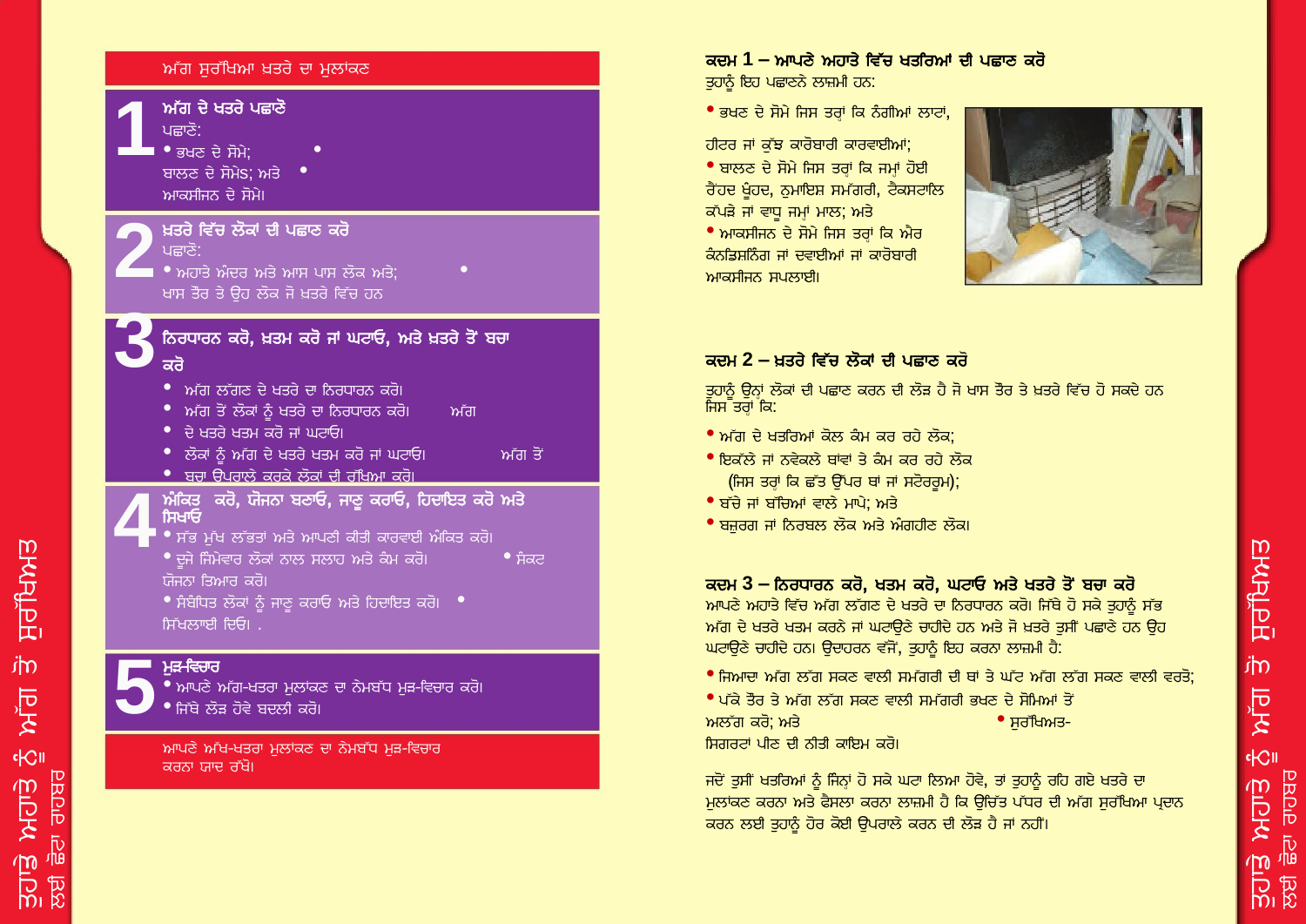## ਅੱਗ ਸੁਰੱਖਿਆ ਖ਼ਤਰੇ ਦਾ ਮੁਲਾਂਕਣ

### 1 ਅੱਗ ਦੇ ਖ਼ਤਰੇ ਪਛਾਣੋ

ਪਛਾਣੋ:

- ਭਖਣ ਦੇ ਸੋਮੇ;
- ਬਾਲਣ ਦੇ ਸੋਮੇ; ਅਤੇ
- ਆਕਸੀਜਨ ਦੇ ਸੋਮੇ।

### 2 ਖ਼ਤਰੇ ਵਿੱਚ ਲੋਕਾਂ ਦੀ ਪਛਾਣ ਕਰੋ

ਪਛਾਣੋ:

- ਅਹਾਤੇ ਅੰਦਰ ਅਤੇ ਆਸ ਪਾਸ ਲੋਕ ਅਤੇ;
- ਖ਼ਾਸ ਤੌਰ ਤੇ ਉਹ ਲੋਕ ਜੋ ਖ਼ਤਰੇ ਵਿੱਚ ਹਨ

### 3 ਨਿਰਧਾਰਨ ਕਰੋ, ਖ਼ਤਮ ਕਰੋ ਜਾਂ ਘਟਾਓ, ਅਤੇ ਖ਼ਤਰੇ ਤੋਂ ਬਚਾ ਕਰੋ

- ਅੱਗ ਲੱਗਣ ਦੇ ਖ਼ਤਰੇ ਦਾ ਨਿਰਧਾਰਨ ਕਰੋ।
- ਅੱਗ ਤੋਂ ਲੋਕਾਂ ਨੂੰ ਖ਼ਤਰੇ ਦਾ ਨਿਰਧਾਰਨ ਕਰੋ।
- ਅੱਗ ਦੇ ਖ਼ਤਰੇ ਖ਼ਤਮ ਕਰੋ ਜਾਂ ਘਟਾਓ।
- ਲੋਕਾਂ ਨੂੰ ਅੱਗ ਦੇ ਖ਼ਤਰੇ ਖ਼ਤਮ ਕਰੋ ਜਾਂ ਘਟਾਓ।
- ਅੱਗ ਤੋਂ ਬਚਾ ਉਪਰਾਲੇ ਕਰਕੇ ਲੋਕਾਂ ਦੀ ਰੱਖਿਆ ਕਰੋ।

### 4 ਅੰਕਿਤ ਕਰੋ, ਯੋਜਨਾ ਬਣਾਓ, ਜਾਣੂ ਕਰਾਓ, ਹਿਦਾਇਤ ਕਰੋ ਅਤੇ ਸਿਖਾਓ

- ਸਭ ਮੁੱਖ ਲੱਭਤਾਂ ਅਤੇ ਆਪਣੀ ਕੀਤੀ ਕਾਰਵਾਈ ਅੰਕਿਤ ਕਰੋ।
- ਦੂਜੇ ਜ਼ਿੰਮੇਵਾਰ ਲੋਕਾਂ ਨਾਲ ਸਲਾਹ ਅਤੇ ਕੰਮ ਕਰੋ।
- ਸੰਕਟ ਯੋਜਨਾ ਤਿਆਰ ਕਰੋ।
- ਸੰਬੰਧਿਤ ਲੋਕਾਂ ਨੂੰ ਜਾਣੂ ਕਰਾਓ ਅਤੇ ਹਿਦਾਇਤ ਕਰੋ।
- ਸਿੱਖਲਾਈ ਦਿਓ। .

### 5 ਮੁੜ-ਵਿਚਾਰ

- ਆਪਣੇ ਅੱਗ-ਖ਼ਤਰਾ ਮੁਲਾਂਕਣ ਦਾ ਨੇਮਬੱਧ ਮੁੜ-ਵਿਚਾਰ ਕਰੋ।
- ਜਿੱਥੇ ਲੋੜ ਹੋਵੇ ਬਦਲੀ ਕਰੋ।

ਆਪਣੇ ਅੱਗ-ਖ਼ਤਰਾ ਮੁਲਾਂਕਣ ਦਾ ਨੇਮਬੱਧ ਮੁੜ-ਵਿਚਾਰ ਕਰਨਾ ਯਾਦ ਰੱਖੋ।

## ਕਦਮ 1 – ਆਪਣੇ ਅਹਾਤੇ ਵਿੱਚ ਖ਼ਤਰਿਆਂ ਦੀ ਪਛਾਣ ਕਰੋ

ਤੁਹਾਨੂੰ ਇਹ ਪਛਾਨਣੇ ਲਾਜ਼ਮੀ ਹਨ:

- ਭਖਣ ਦੇ ਸੋਮੇ ਜਿਸ ਤਰ੍ਹਾਂ ਕਿ ਨੰਗੀਆਂ ਲਾਟਾਂ, ਹੀਟਰ ਜਾਂ ਕੁੱਝ ਕਾਰੋਬਾਰੀ ਕਾਰਵਾਈਆਂ;
- ਬਾਲਣ ਦੇ ਸੋਮੇ ਜਿਸ ਤਰ੍ਹਾਂ ਕਿ ਜਮ੍ਹਾਂ ਹੋਈ ਰੈਂਹਦ ਖੂੰਹਦ, ਨੁਮਾਇਸ਼ ਸਮੱਗਰੀ, ਟੈਕਸਟਾਇਲ ਕੱਪੜੇ ਜਾਂ ਵਾਧੂ ਜਮ੍ਹਾਂ ਮਾਲ; ਅਤੇ
- ਆਕਸੀਜਨ ਦੇ ਸੋਮੇ ਜਿਸ ਤਰ੍ਹਾਂ ਕਿ ਏਅਰ ਕੰਡਿਸ਼ਨਿੰਗ ਜਾਂ ਦਵਾਈਆਂ ਜਾਂ ਕਾਰੋਬਾਰੀ ਆਕਸੀਜਨ ਸਪਲਾਈ।

## ਕਦਮ 2 – ਖ਼ਤਰੇ ਵਿੱਚ ਲੋਕਾਂ ਦੀ ਪਛਾਣ ਕਰੋ

ਤੁਹਾਨੂੰ ਉਨ੍ਹਾਂ ਲੋਕਾਂ ਦੀ ਪਛਾਣ ਕਰਨ ਦੀ ਲੋੜ ਹੈ ਜੋ ਖ਼ਾਸ ਤੌਰ ਤੇ ਖ਼ਤਰੇ ਵਿੱਚ ਹੋ ਸਕਦੇ ਹਨ ਜਿਸ ਤਰ੍ਹਾਂ ਕਿ:

- ਅੱਗ ਦੇ ਖ਼ਤਰਿਆਂ ਕੋਲ ਕੰਮ ਕਰ ਰਹੇ ਲੋਕ;
- ਇਕੱਲੇ ਜਾਂ ਨਵੇਕਲੇ ਥਾਂਵਾਂ ਤੇ ਕੰਮ ਕਰ ਰਹੇ ਲੋਕ (ਜਿਸ ਤਰ੍ਹਾਂ ਕਿ ਛੱਤ ਉਪਰ ਥਾਂ ਜਾਂ ਸਟੋਰਰੂਮ);
- ਬੱਚੇ ਜਾਂ ਬੱਚਿਆਂ ਵਾਲੇ ਮਾਪੇ; ਅਤੇ
- ਬਜ਼ੁਰਗ ਜਾਂ ਨਿਰਬਲ ਲੋਕ ਅਤੇ ਅੰਗਹੀਣ ਲੋਕ।

## ਕਦਮ 3 – ਨਿਰਧਾਰਨ ਕਰੋ, ਖ਼ਤਮ ਕਰੋ, ਘਟਾਓ ਅਤੇ ਖ਼ਤਰੇ ਤੋਂ ਬਚਾ ਕਰੋ

ਆਪਣੇ ਅਹਾਤੇ ਵਿੱਚ ਅੱਗ ਲੱਗਣ ਦੇ ਖ਼ਤਰੇ ਦਾ ਨਿਰਧਾਰਨ ਕਰੋ। ਜਿੱਥੇ ਹੋ ਸਕੇ ਤੁਹਾਨੂੰ ਸੱਭ ਅੱਗ ਦੇ ਖ਼ਤਰੇ ਖ਼ਤਮ ਕਰਨੇ ਜਾਂ ਘਟਾਉਣੇ ਚਾਹੀਦੇ ਹਨ ਅਤੇ ਜੋ ਖ਼ਤਰੇ ਤੁਸੀਂ ਪਛਾਣੇ ਹਨ ਉਹ ਘਟਾਉਣੇ ਚਾਹੀਦੇ ਹਨ। ਉਦਾਹਰਨ ਵੱਜੋਂ, ਤੁਹਾਨੂੰ ਇਹ ਕਰਨਾ ਲਾਜ਼ਮੀ ਹੈ:

- ਜ਼ਿਆਦਾ ਅੱਗ ਲੱਗ ਸਕਣ ਵਾਲੀ ਸਮੱਗਰੀ ਦੀ ਥਾਂ ਤੇ ਘੱਟ ਅੱਗ ਲੱਗ ਸਕਣ ਵਾਲੀ ਵਰਤੋ;
- ਪੱਕੇ ਤੌਰ ਤੇ ਅੱਗ ਲੱਗ ਸਕਣ ਵਾਲੀ ਸਮੱਗਰੀ ਭਖਣ ਦੇ ਸੋਮਿਆਂ ਤੋਂ ਅਲੱਗ ਕਰੋ; ਅਤੇ
- ਸੁਰੱਖਿਅਤ-ਸਿਗਰਟਾਂ ਪੀਣ ਦੀ ਨੀਤੀ ਕਾਇਮ ਕਰੋ।

ਜਦੋਂ ਤੁਸੀਂ ਖ਼ਤਰਿਆਂ ਨੂੰ ਜਿੰਨ੍ਹਾਂ ਹੋ ਸਕੇ ਘਟਾ ਲਿਆ ਹੋਵੇ, ਤਾਂ ਤੁਹਾਨੂੰ ਰਹਿ ਗਏ ਖ਼ਤਰੇ ਦਾ ਮੁਲਾਂਕਣ ਕਰਨਾ ਅਤੇ ਫ਼ੈਸਲਾ ਕਰਨਾ ਲਾਜ਼ਮੀ ਹੈ ਕਿ ਉਚਿੱਤ ਪੱਧਰ ਦੀ ਅੱਗ ਸੁਰੱਖਿਆ ਪ੍ਰਦਾਨ ਕਰਨ ਲਈ ਤੁਹਾਨੂੰ ਹੋਰ ਕੋਈ ਉਪਰਾਲੇ ਕਰਨ ਦੀ ਲੋੜ ਹੈ ਜਾਂ ਨਹੀਂ।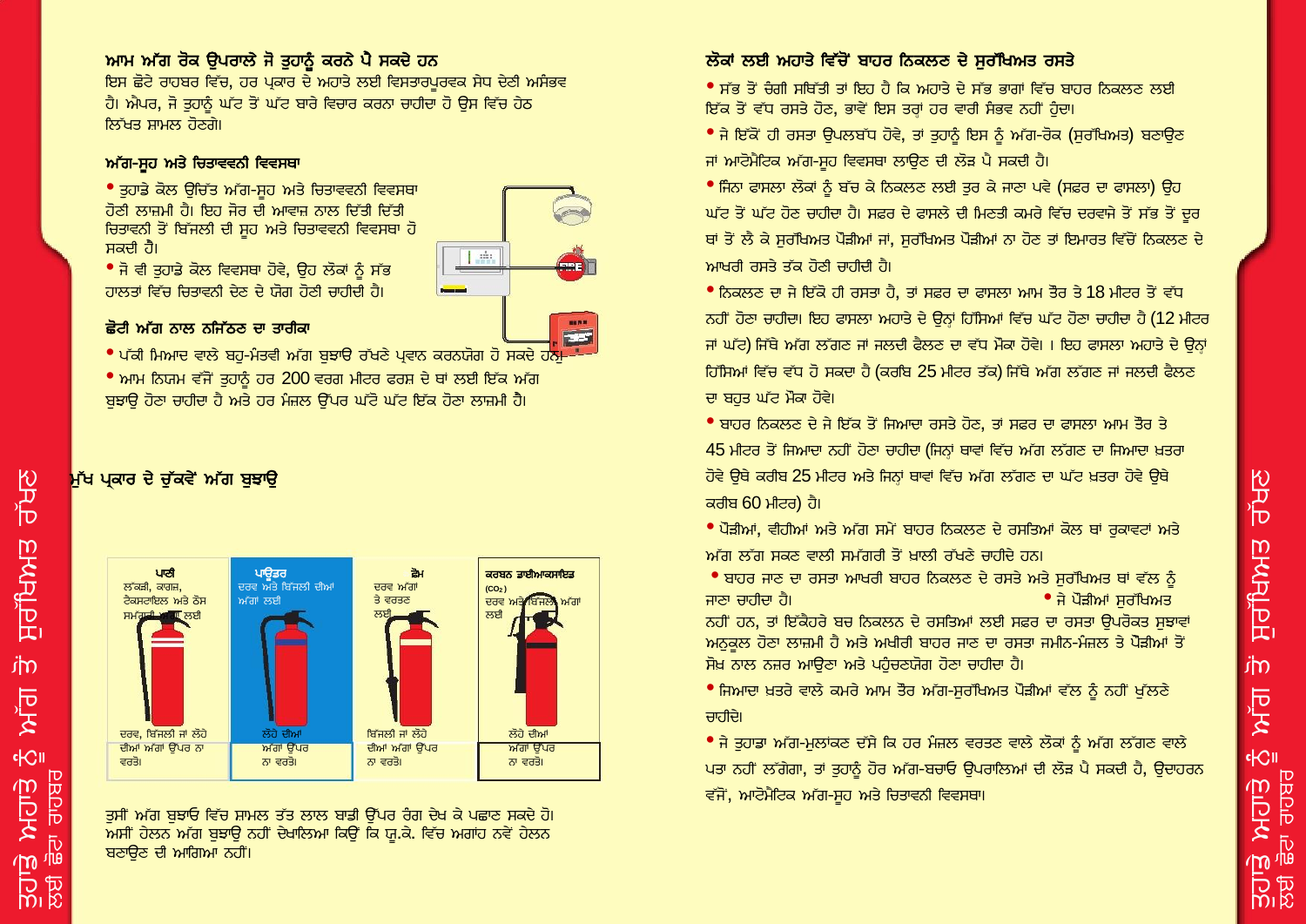## ਆਮ ਅੱਗ ਰੋਕ ਉਪਰਾਲੇ ਜੋ ਤੁਹਾਨੂੰ ਕਰਨੇ ਪੈ ਸਕਦੇ ਹਨ

ਇਸ ਛੋਟੇ ਰਾਹਬਰ ਵਿੱਚ, ਹਰ ਪ੍ਰਕਾਰ ਦੇ ਅਹਾਤੇ ਲਈ ਵਿਸਤਾਰਪੂਰਵਕ ਸੇਧ ਦੇਣੀ ਅਸੰਭਵ ਹੈ। ਐਪਰ, ਜੋ ਤੁਹਾਨੂੰ ਘੱਟ ਤੋਂ ਘੱਟ ਬਾਰੇ ਵਿਚਾਰ ਕਰਨਾ ਚਾਹੀਦਾ ਹੋ ਉਸ ਵਿੱਚ ਹੇਠ ਲਿੱਖਤ ਸ਼ਾਮਲ ਹੋਣਗੇ।

### ਅੱਗ-ਸੂਹ ਅਤੇ ਚਿਤਾਵਣੀ ਵਿਵਸਥਾ

- ਤੁਹਾਡੇ ਕੋਲ ਉਚਿੱਤ ਅੱਗ-ਸੂਹ ਅਤੇ ਚਿਤਾਵਣੀ ਵਿਵਸਥਾ ਹੋਣੀ ਲਾਜ਼ਮੀ ਹੈ। ਇਹ ਜ਼ੋਰ ਦੀ ਆਵਾਜ਼ ਨਾਲ ਦਿੱਤੀ ਦਿੱਤੀ ਚਿਤਾਵਣੀ ਤੋਂ ਬਿੱਜਲੀ ਦੀ ਸੂਹ ਅਤੇ ਚਿਤਾਵਣੀ ਵਿਵਸਥਾ ਹੋ ਸਕਦੀ ਹੈ।
- ਜੋ ਵੀ ਤੁਹਾਡੇ ਕੋਲ ਵਿਵਸਥਾ ਹੋਵੇ, ਉਹ ਲੋਕਾਂ ਨੂੰ ਸੱਭ ਹਾਲਤਾਂ ਵਿੱਚ ਚਿਤਾਵਣੀ ਦੇਣ ਦੇ ਯੋਗ ਹੋਣੀ ਚਾਹੀਦੀ ਹੈ।

### ਛੋਟੀ ਅੱਗ ਨਾਲ ਨਜਿੱਠਣ ਦਾ ਤਰੀਕਾ

- ਪੱਕੀ ਮਿਆਦ ਵਾਲੇ ਬਹੁ-ਮੰਤਵੀ ਅੱਗ ਬੁਝਾਉ ਰੱਖਣੇ ਪ੍ਰਵਾਨ ਕਰਨਯੋਗ ਹੋ ਸਕਦੇ ਹਨ।
- ਆਮ ਨਿਯਮ ਵੱਜੋਂ ਤੁਹਾਨੂੰ ਹਰ 200 ਵਰਗ ਮੀਟਰ ਫਰਸ਼ ਦੇ ਥਾਂ ਲਈ ਇੱਕ ਅੱਗ ਬੁਝਾਉ ਹੋਣਾ ਚਾਹੀਦਾ ਹੈ ਅਤੇ ਹਰ ਮੰਜ਼ਲ ਉਪਰ ਘੱਟੋ ਘੱਟ ਇੱਕ ਹੋਣਾ ਲਾਜ਼ਮੀ ਹੈ।

### ਮੁੱਖ ਪ੍ਰਕਾਰ ਦੇ ਚੁੱਕਵੇਂ ਅੱਗ ਬੁਝਾਉ

| ਪਾਣੀ | ਪਾਊਡਰ | ਫ਼ੋਮ | ਕਰਬਨ ਡਾਈਆਕਸਾਇਡ ($CO_2$) |
|---|---|---|---|
| ਲੱਕੜੀ, ਕਾਗਜ਼, ਟੈਕਸਟਾਇਲ ਅਤੇ ਠੋਸ ਸਮੱਗਰੀ ਦੀ ਅੱਗ ਲਈ | ਦਰਵ ਅਤੇ ਬਿੱਜਲੀ ਦੀਆਂ ਅੱਗਾਂ ਲਈ | ਦਰਵ ਅੱਗਾਂ ਤੇ ਵਰਤਣ ਲਈ | ਦਰਵ ਅਤੇ ਬਿੱਜਲੀ ਅੱਗਾਂ ਲਈ |
| ਦਰਵ, ਬਿੱਜਲੀ ਜਾਂ ਲੋਹੇ ਦੀਆਂ ਅੱਗਾਂ ਉੱਪਰ ਨਾ ਵਰਤੋ। | ਲੋਹੇ ਦੀਆਂ ਅੱਗਾਂ ਉੱਪਰ ਨਾ ਵਰਤੋ। | ਬਿੱਜਲੀ ਜਾਂ ਲੋਹੇ ਦੀਆਂ ਅੱਗਾਂ ਉੱਪਰ ਨਾ ਵਰਤੋ। | ਲੋਹੇ ਦੀਆਂ ਅੱਗਾਂ ਉੱਪਰ ਨਾ ਵਰਤੋ। |

ਤੁਸੀਂ ਅੱਗ ਬੁਝਾਉ ਵਿੱਚ ਸ਼ਾਮਲ ਤੱਤ ਲਾਲ ਬਾਡੀ ਉੱਪਰ ਰੰਗ ਦੇਖ ਕੇ ਪਛਾਣ ਸਕਦੇ ਹੋ। ਅਸੀਂ ਹੇਲਨ ਅੱਗ ਬੁਝਾਉ ਨਹੀਂ ਦੇਖਾਇਆ ਕਿਉਂ ਕਿ ਯੂ.ਕੇ. ਵਿੱਚ ਅਗਾਂਹ ਨਵੇਂ ਹੇਲਨ ਬਣਾਉਣ ਦੀ ਆਗਿਆ ਨਹੀਂ।

## ਲੋਕਾਂ ਲਈ ਅਹਾਤੇ ਵਿੱਚੋਂ ਬਾਹਰ ਨਿਕਲਣ ਦੇ ਸੁਰੱਖਿਅਤ ਰਸਤੇ

- ਸੱਭ ਤੋਂ ਚੰਗੀ ਸਥਿੱਤੀ ਤਾਂ ਇਹ ਹੈ ਕਿ ਅਹਾਤੇ ਦੇ ਸੱਭ ਭਾਗਾਂ ਵਿੱਚ ਬਾਹਰ ਨਿਕਲਣ ਲਈ ਇੱਕ ਤੋਂ ਵੱਧ ਰਸਤੇ ਹੋਣ, ਭਾਵੇਂ ਇਸ ਤਰ੍ਹਾਂ ਹਰ ਵਾਰੀ ਸੰਭਵ ਨਹੀਂ ਹੁੰਦਾ।
- ਜੇ ਇੱਕੋਂ ਹੀ ਰਸਤਾ ਉਪਲਬੱਧ ਹੋਵੇ, ਤਾਂ ਤੁਹਾਨੂੰ ਇਸ ਨੂੰ ਅੱਗ-ਰੋਕ (ਸੁਰੱਖਿਅਤ) ਬਣਾਉਣ ਜਾਂ ਆਟੋਮੈਟਿਕ ਅੱਗ-ਸੂਹ ਵਿਵਸਥਾ ਲਾਉਣ ਦੀ ਲੋੜ ਪੈ ਸਕਦੀ ਹੈ।
- ਜਿੰਨਾ ਫਾਸਲਾ ਲੋਕਾਂ ਨੂੰ ਬੱਚ ਕੇ ਨਿਕਲਣ ਲਈ ਤੁਰ ਕੇ ਜਾਣਾ ਪਵੇ (ਸਫ਼ਰ ਦਾ ਫਾਸਲਾ) ਉਹ ਘੱਟ ਤੋਂ ਘੱਟ ਹੋਣ ਚਾਹੀਦਾ ਹੈ। ਸਫ਼ਰ ਦੇ ਫਾਸਲੇ ਦੀ ਮਿਣਤੀ ਕਮਰੇ ਵਿੱਚ ਦਰਵਾਜ਼ੇ ਤੋਂ ਸੱਭ ਤੋਂ ਦੂਰ ਥਾਂ ਤੋਂ ਲੈ ਕੇ ਸੁਰੱਖਿਅਤ ਪੌੜੀਆਂ ਜਾਂ, ਸੁਰੱਖਿਅਤ ਪੌੜੀਆਂ ਨਾ ਹੋਣ ਤਾਂ ਇਮਾਰਤ ਵਿੱਚੋਂ ਨਿਕਲਣ ਦੇ ਆਖ਼ਰੀ ਰਸਤੇ ਤੱਕ ਹੋਣੀ ਚਾਹੀਦੀ ਹੈ।
- ਨਿਕਲਣ ਦਾ ਜੇ ਇੱਕੋ ਹੀ ਰਸਤਾ ਹੈ, ਤਾਂ ਸਫ਼ਰ ਦਾ ਫਾਸਲਾ ਆਮ ਤੌਰ ਤੇ 18 ਮੀਟਰ ਤੋਂ ਵੱਧ ਨਹੀਂ ਹੋਣਾ ਚਾਹੀਦਾ। ਇਹ ਫਾਸਲਾ ਅਹਾਤੇ ਦੇ ਉਨ੍ਹਾਂ ਹਿੱਸਿਆਂ ਵਿੱਚ ਘੱਟ ਹੋਣਾ ਚਾਹੀਦਾ ਹੈ (12 ਮੀਟਰ ਜਾਂ ਘੱਟ) ਜਿੱਥੇ ਅੱਗ ਲੱਗਣ ਜਾਂ ਜਲਦੀ ਫੈਲਣ ਦਾ ਵੱਧ ਮੌਕਾ ਹੋਵੇ। । ਇਹ ਫਾਸਲਾ ਅਹਾਤੇ ਦੇ ਉਨ੍ਹਾਂ ਹਿੱਸਿਆਂ ਵਿੱਚ ਵੱਧ ਹੋ ਸਕਦਾ ਹੈ (ਕਰੀਬ 25 ਮੀਟਰ ਤੱਕ) ਜਿੱਥੇ ਅੱਗ ਲੱਗਣ ਜਾਂ ਜਲਦੀ ਫੈਲਣ ਦਾ ਬਹੁਤ ਘੱਟ ਮੌਕਾ ਹੋਵੇ।
- ਬਾਹਰ ਨਿਕਲਣ ਦੇ ਜੇ ਇੱਕ ਤੋਂ ਜ਼ਿਆਦਾ ਰਸਤੇ ਹੋਣ, ਤਾਂ ਸਫ਼ਰ ਦਾ ਫਾਸਲਾ ਆਮ ਤੌਰ ਤੇ 45 ਮੀਟਰ ਤੋਂ ਜ਼ਿਆਦਾ ਨਹੀਂ ਹੋਣਾ ਚਾਹੀਦਾ (ਜਿਨ੍ਹਾਂ ਥਾਵਾਂ ਵਿੱਚ ਅੱਗ ਲੱਗਣ ਦਾ ਜ਼ਿਆਦਾ ਖ਼ਤਰਾ ਹੋਵੇ ਉਥੇ ਕਰੀਬ 25 ਮੀਟਰ ਅਤੇ ਜਿਨ੍ਹਾਂ ਥਾਵਾਂ ਵਿੱਚ ਅੱਗ ਲੱਗਣ ਦਾ ਘੱਟ ਖ਼ਤਰਾ ਹੋਵੇ ਉਥੇ ਕਰੀਬ 60 ਮੀਟਰ) ਹੈ।
- ਪੌੜੀਆਂ, ਵੀਹੀਆਂ ਅਤੇ ਅੱਗ ਸਮੇਂ ਬਾਹਰ ਨਿਕਲਣ ਦੇ ਰਸਤਿਆਂ ਕੋਲ ਥਾਂ ਰੁਕਾਵਟਾਂ ਅਤੇ ਅੱਗ ਲੱਗ ਸਕਣ ਵਾਲੀ ਸਮੱਗਰੀ ਤੋਂ ਖ਼ਾਲੀ ਰੱਖਣੇ ਚਾਹੀਦੇ ਹਨ।
- ਬਾਹਰ ਜਾਣ ਦਾ ਰਸਤਾ ਆਖ਼ਰੀ ਬਾਹਰ ਨਿਕਲਣ ਦੇ ਰਸਤੇ ਅਤੇ ਸੁਰੱਖਿਅਤ ਥਾਂ ਵੱਲ ਨੂੰ ਜਾਣਾ ਚਾਹੀਦਾ ਹੈ।
- ਜੇ ਪੌੜੀਆਂ ਸੁਰੱਖਿਅਤ ਨਹੀਂ ਹਨ, ਤਾਂ ਇੱਕੈਹਰੇ ਬਚ ਨਿਕਲਣ ਦੇ ਰਸਤਿਆਂ ਲਈ ਸਫ਼ਰ ਦਾ ਰਸਤਾ ਉਪਰੋਕਤ ਸੁਝਾਵਾਂ ਅਨੁਕੂਲ ਹੋਣਾ ਲਾਜ਼ਮੀ ਹੈ ਅਤੇ ਅਖੀਰੀ ਬਾਹਰ ਜਾਣ ਦਾ ਰਸਤਾ ਜ਼ਮੀਨ-ਮੰਜ਼ਲ ਤੇ ਪੌੜੀਆਂ ਤੋਂ ਸੋਖ ਨਾਲ ਨਜ਼ਰ ਆਉਣਾ ਅਤੇ ਪਹੁੰਚਣਯੋਗ ਹੋਣਾ ਚਾਹੀਦਾ ਹੈ।
- ਜ਼ਿਆਦਾ ਖ਼ਤਰੇ ਵਾਲੇ ਕਮਰੇ ਆਮ ਤੌਰ ਅੱਗ-ਸੁਰੱਖਿਅਤ ਪੌੜੀਆਂ ਵੱਲ ਨੂੰ ਨਹੀਂ ਖੁੱਲਣੇ ਚਾਹੀਦੇ।
- ਜੇ ਤੁਹਾਡਾ ਅੱਗ-ਮੁਲਾਂਕਣ ਦੱਸੇ ਕਿ ਹਰ ਮੰਜ਼ਲ ਵਰਤਣ ਵਾਲੇ ਲੋਕਾਂ ਨੂੰ ਅੱਗ ਲੱਗਣ ਵਾਲੇ ਪਤਾ ਨਹੀਂ ਲੱਗੇਗਾ, ਤਾਂ ਤੁਹਾਨੂੰ ਹੋਰ ਅੱਗ-ਬਚਾਓ ਉਪਰਾਲਿਆਂ ਦੀ ਲੋੜ ਪੈ ਸਕਦੀ ਹੈ, ਉਦਾਹਰਨ ਵੱਜੋਂ, ਆਟੋਮੈਟਿਕ ਅੱਗ-ਸੂਹ ਅਤੇ ਚਿਤਾਵਣੀ ਵਿਵਸਥਾ।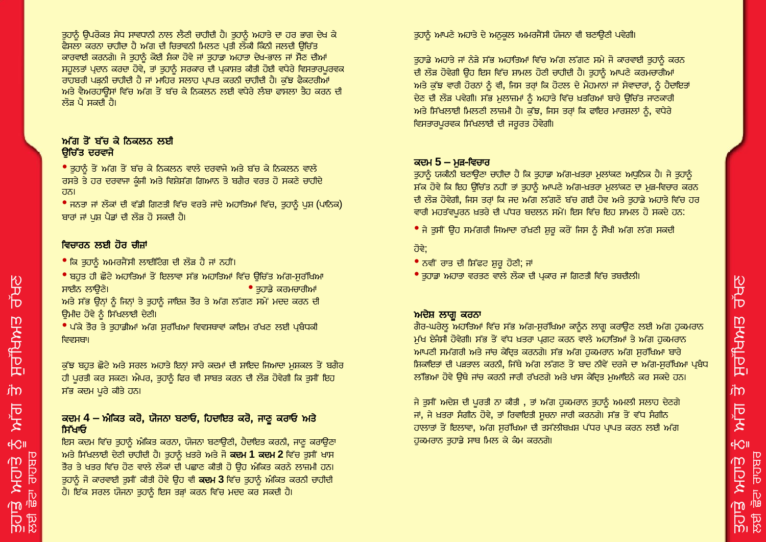ਤੁਹਾਨੂੰ ਉਪਰੋਕਤ ਸੇਧ ਸਾਵਧਾਨੀ ਨਾਲ ਲੈਣੀ ਚਾਹੀਦੀ ਹੈ। ਤੁਹਾਨੂੰ ਅਹਾਤੇ ਦਾ ਹਰ ਭਾਗ ਦੇਖ ਕੇ ਫੈਸਲਾ ਕਰਨਾ ਚਾਹੀਦਾ ਹੈ ਅੱਗ ਦੀ ਚਿਤਾਵਨੀ ਮਿਲਣ ਪ੍ਰਤੀ ਲੋਕੀ ਕਿੰਨੀ ਜਲਦੀ ਉਚਿੱਤ ਕਾਰਵਾਈ ਕਰਨਗੇ। ਜੇ ਤੁਹਾਨੂੰ ਕੋਈ ਸ਼ੰਕਾ ਹੋਵੇ ਜਾਂ ਤੁਹਾਡਾ ਅਹਾਤਾ ਦੇਖ-ਭਾਲ ਜਾਂ ਸੌਣ ਦੀਆਂ ਸਹੂਲਤਾਂ ਪ੍ਰਦਾਨ ਕਰਦਾ ਹੋਵੇ, ਤਾਂ ਤੁਹਾਨੂੰ ਸਰਕਾਰ ਦੀ ਪ੍ਰਕਾਸ਼ਤ ਕੀਤੀ ਹੋਈ ਵਧੇਰੇ ਵਿਸਤਾਰਪੂਰਵਕ ਰਾਹਬਰੀ ਪੜ੍ਹਨੀ ਚਾਹੀਦੀ ਹੈ ਜਾਂ ਮਾਹਿਰ ਸਲਾਹ ਪ੍ਰਾਪਤ ਕਰਨੀ ਚਾਹੀਦੀ ਹੈ। ਕੁੱਝ ਫੈਕਟਰੀਆਂ ਅਤੇ ਵੇਅਰਹਾਊਸਾਂ ਵਿੱਚ ਅੱਗ ਤੋਂ ਬੱਚ ਕੇ ਨਿਕਲਨ ਲਈ ਵਧੇਰੇ ਲੰਬਾ ਫਾਸਲਾ ਤੈਹ ਕਰਨ ਦੀ ਲੋੜ ਪੈ ਸਕਦੀ ਹੈ।

### ਅੱਗ ਤੋਂ ਬੱਚ ਕੇ ਨਿਕਲਨ ਲਈ ਉਚਿੱਤ ਦਰਵਾਜੇ

- ਤੁਹਾਨੂੰ ਤੋਂ ਅੱਗ ਤੋਂ ਬੱਚ ਕੇ ਨਿਕਲਨ ਵਾਲੇ ਦਰਵਾਜੇ ਅਤੇ ਬੱਚ ਕੇ ਨਿਕਲਨ ਵਾਲੇ ਰਸਤੇ ਤੇ ਹਰ ਦਰਵਾਜਾ ਕੁੰਜੀ ਅਤੇ ਵਿਸ਼ੇਸ਼ੱਗ ਗਿਆਨ ਤੇ ਬਗੈਰ ਵਰਤ ਹੋ ਸਕਣੇ ਚਾਹੀਦੇ ਹਨ।
- ਜਨਤਾ ਜਾਂ ਲੋਕਾਂ ਦੀ ਵੱਡੀ ਗਿਣਤੀ ਵਿੱਚ ਵਰਤੇ ਜਾਂਦੇ ਅਹਾਤਿਆਂ ਵਿੱਚ, ਤੁਹਾਨੂੰ ਪੁਸ਼ (ਪਾਨਿਕ) ਬਾਰਾਂ ਜਾਂ ਪੁਸ਼ ਪੈਡਾਂ ਦੀ ਲੋੜ ਹੋ ਸਕਦੀ ਹੈ।

### ਵਿਚਾਰਨ ਲਈ ਹੋਰ ਚੀਜ਼ਾਂ

- ਕਿ ਤੁਹਾਨੂੰ ਅਮਰਜੈਂਸੀ ਲਾਈਟਿੰਗ ਦੀ ਲੋੜ ਹੈ ਜਾਂ ਨਹੀਂ।
- ਬਹੁਤ ਹੀ ਛੋਟੇ ਅਹਾਤਿਆਂ ਤੋਂ ਇਲਾਵਾ ਸੱਭ ਅਹਾਤਿਆਂ ਵਿੱਚ ਉਚਿੱਤ ਅੱਗ-ਸੁਰੱਖਿਆ ਸਾਈਨ ਲਾਉਣੇ।
- ਤੁਹਾਡੇ ਕਰਮਚਾਰੀਆਂ ਅਤੇ ਸੱਭ ਉਨ੍ਹਾਂ ਨੂੰ ਜਿਨ੍ਹਾਂ ਤੇ ਤੁਹਾਨੂੰ ਜਾਇਜ਼ ਤੌਰ ਤੇ ਅੱਗ ਲੱਗਣ ਸਮੇਂ ਮਦਦ ਕਰਨ ਦੀ ਉਮੀਦ ਹੋਵੇ ਨੂੰ ਸਿੱਖਲਾਈ ਦੇਣੀ।
- ਪੱਕੇ ਤੌਰ ਤੇ ਤੁਹਾਡੀਆਂ ਅੱਗ ਸੁਰੱਖਿਆ ਵਿਵਸਥਾਵਾਂ ਕਾਇਮ ਰੱਖਣ ਲਈ ਪ੍ਰਬੰਧਕੀ ਵਿਵਸਥਾ।

ਕੁੱਝ ਬਹੁਤ ਛੋਟੇ ਅਤੇ ਸਰਲ ਅਹਾਤੇ ਇਨ੍ਹਾਂ ਸਾਰੇ ਕਦਮਾਂ ਦੀ ਸ਼ਾਇਦ ਜਿਆਦਾ ਮੁਸ਼ਕਲ ਤੋਂ ਬਗੈਰ ਹੀ ਪੂਰਤੀ ਕਰ ਸਕਣ। ਐਪਰ, ਤੁਹਾਨੂੰ ਫਿਰ ਵੀ ਸਾਬਤ ਕਰਨ ਦੀ ਲੋੜ ਹੋਵੇਗੀ ਕਿ ਤੁਸੀਂ ਇਹ ਸੱਭ ਕਦਮ ਪੂਰੇ ਕੀਤੇ ਹਨ।

### ਕਦਮ 4 – ਅੰਕਿਤ ਕਰੋ, ਯੋਜਨਾ ਬਣਾਓ, ਹਿਦਾਇਤ ਕਰੋ, ਜਾਣੂ ਕਰਾਓ ਅਤੇ ਸਿੱਖਾਓ

ਇਸ ਕਦਮ ਵਿੱਚ ਤੁਹਾਨੂੰ ਅੰਕਿਤ ਕਰਨਾ, ਯੋਜਨਾ ਬਣਾਉਣੀ, ਹੈਦਾਇਤ ਕਰਨੀ, ਜਾਣੂ ਕਰਾਉਣਾ ਅਤੇ ਸਿੱਖਲਾਈ ਦੇਣੀ ਚਾਹੀਦੀ ਹੈ। ਤੁਹਾਨੂੰ ਖ਼ਤਰੇ ਅਤੇ ਜੋ **ਕਦਮ 1 ਕਦਮ 2** ਵਿੱਚ ਤੁਸੀਂ ਖਾਸ ਤੌਰ ਤੇ ਖ਼ਤਰ ਵਿੱਚ ਹੋਣ ਵਾਲੇ ਲੋਕਾਂ ਦੀ ਪਛਾਣ ਕੀਤੀ ਹੋ ਉਹ ਅੰਕਿਤ ਕਰਨੇ ਲਾਜਮੀ ਹਨ। ਤੁਹਾਨੂੰ ਜੋ ਕਾਰਵਾਈ ਤੁਸੀਂ ਕੀਤੀ ਹੋਵੇ ਉਹ ਵੀ **ਕਦਮ 3** ਵਿੱਚ ਤੁਹਾਨੂੰ ਅੰਕਿਤ ਕਰਨੀ ਚਾਹੀਦੀ ਹੈ। ਇੱਕ ਸਰਲ ਯੋਜਨਾ ਤੁਹਾਨੂੰ ਇਸ ਤਰ੍ਹਾਂ ਕਰਨ ਵਿੱਚ ਮਦਦ ਕਰ ਸਕਦੀ ਹੈ।

ਤੁਹਾਨੂੰ ਆਪਣੇ ਅਹਾਤੇ ਦੇ ਅਨੁਕੂਲ ਅਮਰਜੈਂਸੀ ਯੋਜਨਾ ਵੀ ਬਣਾਉਣੀ ਪਵੇਗੀ।

ਤੁਹਾਡੇ ਅਹਾਤੇ ਜਾਂ ਨੇੜੇ ਸੱਭ ਅਹਾਤਿਆਂ ਵਿੱਚ ਅੱਗ ਲੱਗਣ ਸਮੇ ਜੋ ਕਾਰਵਾਈ ਤੁਹਾਨੂੰ ਕਰਨ ਦੀ ਲੋੜ ਹੋਵੇਗੀ ਉਹ ਇਸ ਵਿੱਚ ਸ਼ਾਮਲ ਹੋਣੀ ਚਾਹੀਦੀ ਹੈ। ਤੁਹਾਨੂੰ ਆਪਣੇ ਕਰਮਚਾਰੀਆਂ ਅਤੇ ਕੁੱਝ ਵਾਰੀ ਹੋਰਨਾਂ ਨੂੰ ਵੀ, ਜਿਸ ਤਰ੍ਹਾਂ ਕਿ ਹੋਟਲ ਦੇ ਮੈਹਮਾਨਾਂ ਜਾਂ ਸੇਵਾਦਾਰਾਂ, ਨੂੰ ਹੈਦਾਇਤਾਂ ਦੇਣ ਦੀ ਲੋੜ ਪਵੇਗੀ। ਸੱਭ ਮੁਲਾਜ਼ਮਾਂ ਨੂੰ ਅਹਾਤੇ ਵਿੱਚ ਖ਼ਤਰਿਆਂ ਬਾਰੇ ਉਚਿੱਤ ਜਾਣਕਾਰੀ ਅਤੇ ਸਿੱਖਲਾਈ ਮਿਲਣੀ ਲਾਜ਼ਮੀ ਹੈ। ਕੁੱਝ, ਜਿਸ ਤਰ੍ਹਾਂ ਕਿ ਫਾਇਰ ਮਾਰਸ਼ਲਾਂ ਨੂੰ, ਵਧੇਰੇ ਵਿਸਤਾਰਪੂਰਵਕ ਸਿੱਖਲਾਈ ਦੀ ਜ਼ਰੂਰਤ ਹੋਵੇਗੀ।

### ਕਦਮ 5 – ਮੁੜ-ਵਿਚਾਰ

ਤੁਹਾਨੂੰ ਯਕੀਨੀ ਬਣਾਉਣਾ ਚਾਹੀਦਾ ਹੈ ਕਿ ਤੁਹਾਡਾ ਅੱਗ-ਖ਼ਤਰਾ ਮੁਲਾਂਕਣ ਅਧੁਨਿਕ ਹੈ। ਜੇ ਤੁਹਾਨੂੰ ਸ਼ੱਕ ਹੋਵੇ ਕਿ ਇਹ ਉਚਿੱਤ ਨਹੀਂ ਤਾਂ ਤੁਹਾਨੂੰ ਆਪਣੇ ਅੱਗ-ਖ਼ਤਰਾ ਮੁਲਾਂਕਣ ਦਾ ਮੁੜ-ਵਿਚਾਰ ਕਰਨ ਦੀ ਲੋੜ ਹੋਵੇਗੀ, ਜਿਸ ਤਰ੍ਹਾਂ ਕਿ ਜਦ ਅੱਗ ਲੱਗਣੋ ਬੱਚ ਗਈ ਹੋਵ ਅਤੇ ਤੁਹਾਡੇ ਅਹਾਤੇ ਵਿੱਚ ਹਰ ਵਾਰੀ ਮਹਤੱਵਪੂਰਨ ਖ਼ਤਰੇ ਦੀ ਪੱਧਰ ਬਦਲਨ ਸਮੇਂ। ਇਸ ਵਿੱਚ ਇਹ ਸ਼ਾਮਲ ਹੋ ਸਕਦੇ ਹਨ:

- ਜੇ ਤੁਸੀਂ ਉਹ ਸਮੱਗਰੀ ਜਿਆਦਾ ਰੱਖਣੀ ਸ਼ੁਰੂ ਕਰੋਂ ਜਿਸ ਨੂੰ ਸੌਖੀ ਅੱਗ ਲੱਗ ਸਕਦੀ ਹੋਵੇ;
- ਨਵੀਂ ਰਾਤ ਦੀ ਸ਼ਿਫਟ ਸ਼ੁਰੂ ਹੋਣੀ; ਜਾਂ
- ਤੁਹਾਡਾ ਅਹਾਤਾ ਵਰਤਣ ਵਾਲੇ ਲੋਕਾ ਦੀ ਪ੍ਰਕਾਰ ਜਾਂ ਗਿਣਤੀ ਵਿੱਚ ਤਬਦੀਲੀ।

### ਆਦੇਸ਼ ਲਾਗੂ ਕਰਨਾ

ਗੈਰ-ਘਰੇਲੂ ਅਹਾਤਿਆਂ ਵਿੱਚ ਸੱਭ ਅੱਗ-ਸੁਰੱਖਿਆ ਕਾਨੂੰਨ ਲਾਗੂ ਕਰਾਉਣ ਲਈ ਅੱਗ ਹੁਕਮਰਾਨ ਮੁੱਖ ਏਜੰਸੀ ਹੋਵੇਗੀ। ਸੱਭ ਤੋਂ ਵੱਧ ਖ਼ਤਰਾ ਪ੍ਰਗਟ ਕਰਨ ਵਾਲੇ ਅਹਾਤਿਆਂ ਤੇ ਅੱਗ ਹੁਕਮਰਾਨ ਆਪਣੀ ਸਮੱਗਰੀ ਅਤੇ ਜਾਂਚ ਕੇਂਦ੍ਰਿਤ ਕਰਨਗੇ। ਸੱਭ ਅੱਗ ਹੁਕਮਰਾਨ ਅੱਗ ਸੁਰੱਖਿਆ ਬਾਰੇ ਸ਼ਿਕਾਇਤਾਂ ਦੀ ਪੜਤਾਲ ਕਰਨੀ, ਜਿੱਥੇ ਅੱਗ ਲੱਗਣ ਤੋਂ ਬਾਦ ਨੀਵੇਂ ਦਰਜੇ ਦਾ ਅੱਗ-ਸੁਰੱਖਿਆ ਪ੍ਰਬੰਧ ਲੱਭਿਆ ਹੋਵੇ ਉੱਥੇ ਜਾਂਚ ਕਰਨੀ ਜਾਰੀ ਰੱਖਣਗੇ ਅਤੇ ਖਾਸ ਕੇਂਦ੍ਰਿਤ ਮੁਆਇਨੇ ਕਰ ਸਕਦੇ ਹਨ।

ਜੇ ਤੁਸੀਂ ਆਦੇਸ਼ ਦੀ ਪੂਰਤੀ ਨਾ ਕੀਤੀ , ਤਾਂ ਅੱਗ ਹੁਕਮਰਾਨ ਤੁਹਾਨੂੰ ਅਮਲੀ ਸਲਾਹ ਦੇਣਗੇ ਜਾਂ, ਜੇ ਖ਼ਤਰਾ ਸੰਗੀਨ ਹੋਵੇ, ਤਾਂ ਰਿਵਾਇਤੀ ਸੂਚਨਾ ਜਾਰੀ ਕਰਨਗੇ। ਸੱਭ ਤੋਂ ਵੱਧ ਸੰਗੀਨ ਹਾਲਾਤਾਂ ਤੋਂ ਇਲਾਵਾ, ਅੱਗ ਸੁਰੱਖਿਆ ਦੀ ਤਸੱਲੀਬਖ਼ਸ਼ ਪੱਧਰ ਪ੍ਰਾਪਤ ਕਰਨ ਲਈ ਅੱਗ ਹੁਕਮਰਾਨ ਤੁਹਾਡੇ ਸਾਥ ਮਿਲ ਕੇ ਕੰਮ ਕਰਨਗੇ।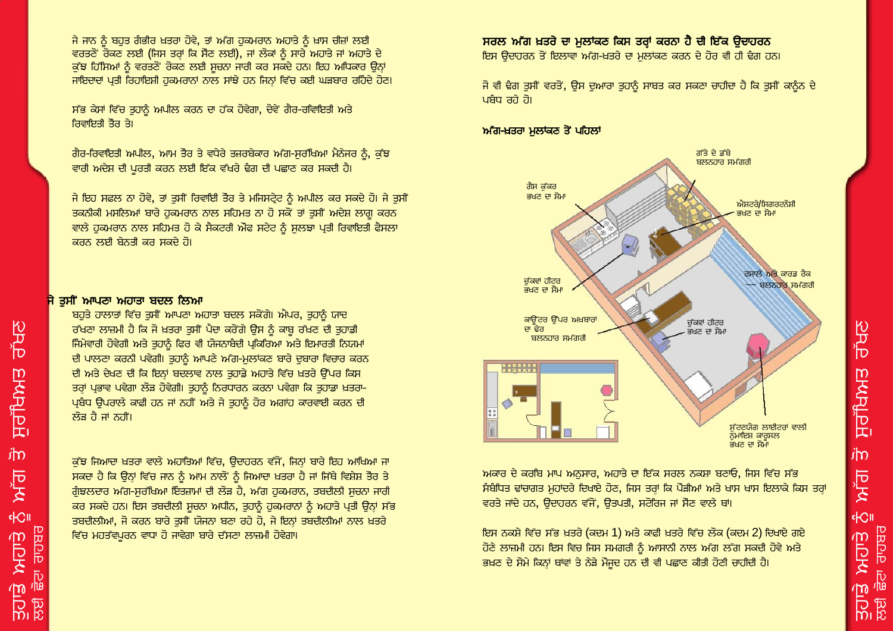ਜੇ ਜਾਨ ਨੂੰ ਬਹੁਤ ਗੰਭੀਰ ਖਤਰਾ ਹੋਵੇ, ਤਾਂ ਅੱਗ ਹੁਕਮਰਾਨ ਅਹਾਤੇ ਨੂੰ ਖ਼ਾਸ ਚੀਜ਼ਾਂ ਲਈ ਵਰਤਣੋਂ ਰੋਕਣ ਲਈ (ਜਿਸ ਤਰ੍ਹਾਂ ਕਿ ਸੌਣ ਲਈ), ਜਾਂ ਲੋਕਾਂ ਨੂੰ ਸਾਰੇ ਅਹਾਤੇ ਜਾਂ ਅਹਾਤੇ ਦੇ ਕੁੱਝ ਹਿੱਸਿਆਂ ਨੂੰ ਵਰਤਣੋਂ ਰੋਕਣ ਲਈ ਸੂਚਨਾ ਜਾਰੀ ਕਰ ਸਕਦੇ ਹਨ। ਇਹ ਅਧਿਕਾਰ ਉਨ੍ਹਾਂ ਜਾਇਦਾਦਾਂ ਪ੍ਰਤੀ ਰਿਹਾਇਸ਼ੀ ਹੁਕਮਰਾਨਾਂ ਨਾਲ ਸਾਂਝੇ ਹਨ ਜਿਨ੍ਹਾਂ ਵਿੱਚ ਕਈ ਘੜਬਾਰ ਰਹਿੰਦੇ ਹੋਣ।

ਸੱਭ ਕੇਸਾਂ ਵਿੱਚ ਤੁਹਾਨੂੰ ਅਪੀਲ ਕਰਨ ਦਾ ਹੱਕ ਹੋਵੇਗਾ, ਦੋਵੇਂ ਗੈਰ-ਰਵਾਇਤੀ ਅਤੇ ਰਿਵਾਇਤੀ ਤੌਰ ਤੇ।

ਗੈਰ-ਰਿਵਾਇਤੀ ਅਪੀਲ, ਆਮ ਤੌਰ ਤੇ ਵਧੇਰੇ ਤਜ਼ਰਬੇਕਾਰ ਅੱਗ-ਸੁਰੱਖਿਆ ਮੈਨੇਜਰ ਨੂੰ, ਕੁੱਝ ਵਾਰੀ ਅਦੇਸ਼ ਦੀ ਪੂਰਤੀ ਕਰਨ ਲਈ ਇੱਕ ਵੱਖਰੇ ਢੰਗ ਦੀ ਪਛਾਣ ਕਰ ਸਕਦੀ ਹੈ।

ਜੇ ਇਹ ਸਫਲ ਨਾ ਹੋਵੇ, ਤਾਂ ਤੁਸੀਂ ਰਿਵਾਇਤੀ ਤੌਰ ਤੇ ਮਜਿਸਟ੍ਰੇਟ ਨੂੰ ਅਪੀਲ ਕਰ ਸਕਦੇ ਹੋ। ਜੇ ਤੁਸੀਂ ਤਕਨੀਕੀ ਮਸਲਿਆਂ ਬਾਰੇ ਹੁਕਮਰਾਨ ਨਾਲ ਸਹਿਮਤ ਨਾ ਹੋ ਸਕੋਂ ਤਾਂ ਤੁਸੀਂ ਅਦੇਸ਼ ਲਾਗੂ ਕਰਨ ਵਾਲੇ ਹੁਕਮਰਾਨ ਨਾਲ ਸਹਿਮਤ ਹੋ ਕੇ ਸੈਕਟਰੀ ਔਫ ਸਟੇਟ ਨੂੰ ਸੁਲਝਾ ਪ੍ਰਤੀ ਰਿਵਾਇਤੀ ਫੈਸਲਾ ਕਰਨ ਲਈ ਬੇਨਤੀ ਕਰ ਸਕਦੇ ਹੋ।

## ਜੇ ਤੁਸੀਂ ਆਪਣਾ ਅਹਾਤਾ ਬਦਲ ਲਿਆ

ਬਹੁਤੇ ਹਾਲਾਤਾਂ ਵਿੱਚ ਤੁਸੀਂ ਆਪਣਾ ਅਹਾਤਾ ਬਦਲ ਸਕੋਂਗੇ। ਐਪਰ, ਤੁਹਾਨੂੰ ਯਾਦ ਰੱਖਣਾ ਲਾਜ਼ਮੀ ਹੈ ਕਿ ਜੋ ਖਤਰਾ ਤੁਸੀਂ ਪੈਦਾ ਕਰੋਂਗੇ ਉਸ ਨੂੰ ਕਾਬੂ ਰੱਖਣ ਦੀ ਤੁਹਾਡੀ ਜ਼ਿੰਮੇਵਾਰੀ ਹੋਵੇਗੀ ਅਤੇ ਤੁਹਾਨੂੰ ਫਿਰ ਵੀ ਯੋਜਨਾਬੰਦੀ ਪ੍ਰਕਿਰਿਆ ਅਤੇ ਇਮਾਰਤੀ ਨਿਯਮਾਂ ਦੀ ਪਾਲਣਾ ਕਰਨੀ ਪਵੇਗੀ। ਤੁਹਾਨੂੰ ਆਪਣੇ ਅੱਗ-ਮੁਲਾਂਕਣ ਬਾਰੇ ਦੁਬਾਰਾ ਵਿਚਾਰ ਕਰਨ ਦੀ ਅਤੇ ਦੇਖਣ ਦੀ ਕਿ ਇਨ੍ਹਾਂ ਬਦਲਾਵ ਨਾਲ ਤੁਹਾਡੇ ਅਹਾਤੇ ਵਿੱਚ ਖਤਰੇ ਉੱਪਰ ਕਿਸ ਤਰ੍ਹਾਂ ਪ੍ਰਭਾਵ ਪਵੇਗਾ ਲੋੜ ਹੋਵੇਗੀ। ਤੁਹਾਨੂੰ ਨਿਰਧਾਰਨ ਕਰਨਾ ਪਵੇਗਾ ਕਿ ਤੁਹਾਡਾ ਖਤਰਾ-ਪ੍ਰਬੰਧ ਉਪਰਾਲੇ ਕਾਫ਼ੀ ਹਨ ਜਾਂ ਨਹੀਂ ਅਤੇ ਜੇ ਤੁਹਾਨੂੰ ਹੋਰ ਅਗਾਂਹ ਕਾਰਵਾਈ ਕਰਨ ਦੀ ਲੋੜ ਹੈ ਜਾਂ ਨਹੀਂ।

ਕੁੱਝ ਜ਼ਿਆਦਾ ਖਤਰਾ ਵਾਲੇ ਅਹਾਤਿਆਂ ਵਿੱਚ, ਉਦਾਹਰਨ ਵੱਜੋਂ, ਜਿਨ੍ਹਾਂ ਬਾਰੇ ਇਹ ਆਖਿਆ ਜਾ ਸਕਦਾ ਹੈ ਕਿ ਉਨ੍ਹਾਂ ਵਿੱਚ ਜਾਨ ਨੂੰ ਆਮ ਨਾਲੋਂ ਨੂੰ ਜ਼ਿਆਦਾ ਖਤਰਾ ਹੈ ਜਾਂ ਜਿੱਥੇ ਵਿਸ਼ੇਸ਼ ਤੌਰ ਤੇ ਗੁੰਝਲਦਾਰ ਅੱਗ-ਸੁਰੱਖਿਆ ਇੰਤਜ਼ਾਮਾਂ ਦੀ ਲੋੜ ਹੈ, ਅੱਗ ਹੁਕਮਰਾਨ, ਤਬਦੀਲੀ ਸੂਚਨਾ ਜਾਰੀ ਕਰ ਸਕਦੇ ਹਨ। ਇਸ ਤਬਦੀਲੀ ਸੂਚਨਾ ਅਧੀਨ, ਤੁਹਾਨੂੰ ਹੁਕਮਰਾਨਾਂ ਨੂੰ ਅਹਾਤੇ ਪ੍ਰਤੀ ਉਨ੍ਹਾਂ ਸੱਭ ਤਬਦੀਲੀਆਂ, ਜੋ ਕਰਨ ਬਾਰੇ ਤੁਸੀਂ ਯੋਜਨਾ ਬਣਾ ਰਹੇ ਹੋ, ਜੇ ਇਨ੍ਹਾਂ ਤਬਦੀਲੀਆਂ ਨਾਲ ਖਤਰੇ ਵਿੱਚ ਮਹੱਤਵਪੂਰਨ ਵਾਧਾ ਹੋ ਜਾਵੇਗਾ ਬਾਰੇ ਦੱਸਣਾ ਲਾਜ਼ਮੀ ਹੋਵੇਗਾ।

## ਸਰਲ ਅੱਗ ਖ਼ਤਰੇ ਦਾ ਮੁਲਾਂਕਣ ਕਿਸ ਤਰ੍ਹਾਂ ਕਰਨਾ ਹੈ ਦੀ ਇੱਕ ਉਦਾਹਰਨ

ਇਸ ਉਦਾਹਰਨ ਤੋਂ ਇਲਾਵਾ ਅੱਗ-ਖ਼ਤਰੇ ਦਾ ਮੁਲਾਂਕਣ ਕਰਨ ਦੇ ਹੋਰ ਵੀ ਹੀ ਢੰਗ ਹਨ।

ਜੋ ਵੀ ਢੰਗ ਤੁਸੀਂ ਵਰਤੋਂ, ਉਸ ਦੁਆਰਾ ਤੁਹਾਨੂੰ ਸਾਬਤ ਕਰ ਸਕਣਾ ਚਾਹੀਦਾ ਹੈ ਕਿ ਤੁਸੀਂ ਕਾਨੂੰਨ ਦੇ ਪਬੰਧ ਰਹੇ ਹੋ।

### ਅੱਗ-ਖ਼ਤਰਾ ਮੁਲਾਂਕਣ ਤੋਂ ਪਹਿਲਾਂ

ਗੱਤੇ ਦੇ ਡੱਬੇ ਬਲਨਹਾਰ ਸਮੱਗਰੀ

ਗੈਸ ਕੁੱਕਰ ਭਖਣ ਦਾ ਸੋਮਾ

ਐਸ਼ਟਰੇ/ਸਿਗਰਟਨੋਸ਼ੀ ਭਖਣ ਦਾ ਸੋਮਾ

ਚੁੱਕਵਾਂ ਹੀਟਰ ਭਖਣ ਦਾ ਸੋਮਾ

ਰਸਾਲੇ ਅਤੇ ਕਾਰਡ ਰੈਕ ਬਲਨਹਾਰ ਸਮੱਗਰੀ

ਕਾਊਂਟਰ ਉੱਪਰ ਅਖ਼ਬਾਰਾਂ ਦਾ ਢੇਰ ਬਲਨਹਾਰ ਸਮੱਗਰੀ

ਚੁੱਕਵਾਂ ਹੀਟਰ ਭਖਣ ਦਾ ਸੋਮਾ

ਸੁੱਟਣਯੋਗ ਲਾਈਟਰਾਂ ਵਾਲੀ ਨੁਮਾਇਸ਼ ਕਾਰੂਸਲ ਭਖਣ ਦਾ ਸੋਮਾ

ਅਕਾਰ ਦੇ ਕਰਬਿ ਮਾਪ ਅਨੁਸਾਰ, ਅਹਾਤੇ ਦਾ ਇੱਕ ਸਰਲ ਨਕਸ਼ਾ ਬਣਾਓ, ਜਿਸ ਵਿੱਚ ਸੱਭ ਸੰਬੰਧਿਤ ਢਾਂਚਾਗਤ ਮੁਹਾਂਦਰੇ ਦਿਖਾਏ ਹੋਣ, ਜਿਸ ਤਰ੍ਹਾਂ ਕਿ ਪੌੜੀਆਂ ਅਤੇ ਖ਼ਾਸ ਖ਼ਾਸ ਇਲਾਕੇ ਕਿਸ ਤਰ੍ਹਾਂ ਵਰਤੇ ਜਾਂਦੇ ਹਨ, ਉਦਾਹਰਨ ਵੱਜੋਂ, ਉਤਪਤੀ, ਸਟੋਰਿਜ ਜਾਂ ਸੌਣ ਵਾਲੇ ਥਾਂ।

ਇਸ ਨਕਸ਼ੇ ਵਿੱਚ ਸੱਭ ਖ਼ਤਰੇ (ਕਦਮ 1) ਅਤੇ ਕਾਫ਼ੀ ਖ਼ਤਰੇ ਵਿੱਚ ਲੋਕ (ਕਦਮ 2) ਦਿਖਾਏ ਗਏ ਹੋਣੇ ਲਾਜ਼ਮੀ ਹਨ। ਇਸ ਵਿਚ ਜਿਸ ਸਮਗਰੀ ਨੂੰ ਆਸਾਨੀ ਨਾਲ ਅੱਗ ਲੱਗ ਸਕਦੀ ਹੋਵੇ ਅਤੇ ਭਖਣ ਦੇ ਸੋਮੇ ਕਿਨ੍ਹਾਂ ਥਾਵਾਂ ਤੇ ਨੇੜੇ ਮੌਜੂਦ ਹਨ ਦੀ ਵੀ ਪਛਾਣ ਕੀਤੀ ਹੋਣੀ ਚਾਹੀਦੀ ਹੈ।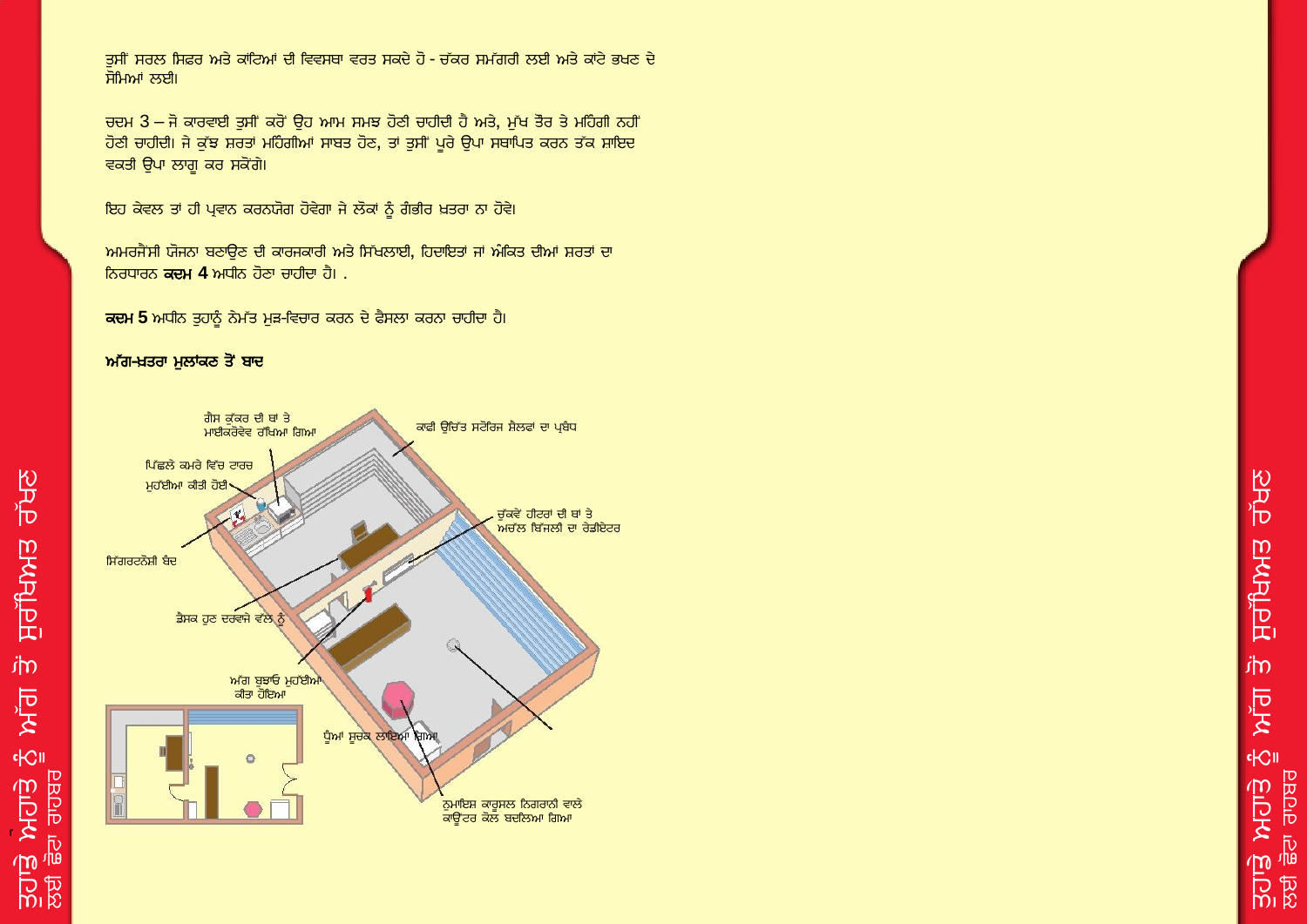ਤੁਸੀਂ ਸਰਲ ਸਿਫਰ ਅਤੇ ਕਾਂਟਿਆਂ ਦੀ ਵਿਵਸਥਾ ਵਰਤ ਸਕਦੇ ਹੋ - ਚੱਕਰ ਸਮੱਗਰੀ ਲਈ ਅਤੇ ਕਾਂਟੇ ਭਖਣ ਦੇ ਸੋਮਿਆਂ ਲਈ।

ਚਦਮ 3 – ਜੋ ਕਾਰਵਾਈ ਤੁਸੀਂ ਕਰੋਂ ਉਹ ਆਮ ਸਮਝ ਹੋਣੀ ਚਾਹੀਦੀ ਹੈ ਅਤੇ, ਮੁੱਖ ਤੌਰ ਤੇ ਮਹਿੰਗੀ ਨਹੀਂ ਹੋਣੀ ਚਾਹੀਦੀ। ਜੇ ਕੁੱਝ ਸ਼ਰਤਾਂ ਮਹਿੰਗੀਆਂ ਸਾਬਤ ਹੋਣ, ਤਾਂ ਤੁਸੀਂ ਪੂਰੇ ਉਪਾ ਸਥਾਪਿਤ ਕਰਨ ਤੱਕ ਸ਼ਾਇਦ ਵਕਤੀ ਉਪਾ ਲਾਗੂ ਕਰ ਸਕੋਗੇ।

ਇਹ ਕੇਵਲ ਤਾਂ ਹੀ ਪ੍ਰਵਾਨ ਕਰਨਯੋਗ ਹੋਵੇਗਾ ਜੇ ਲੋਕਾਂ ਨੂੰ ਗੰਭੀਰ ਖ਼ਤਰਾ ਨਾ ਹੋਵੇ।

ਅਮਰਜੈਂਸੀ ਯੋਜਨਾ ਬਣਾਉਣ ਦੀ ਕਾਰਜਕਾਰੀ ਅਤੇ ਸਿੱਖਲਾਈ, ਹਿਦਾਇਤਾਂ ਜਾਂ ਅੰਕਿਤ ਦੀਆਂ ਸ਼ਰਤਾਂ ਦਾ ਨਿਰਧਾਰਨ **ਕਦਮ 4** ਅਧੀਨ ਹੋਣਾ ਚਾਹੀਦਾ ਹੈ। .

**ਕਦਮ 5** ਅਧੀਨ ਤੁਹਾਨੂੰ ਨੇਮੱਤ ਮੁੜ-ਵਿਚਾਰ ਕਰਨ ਦੇ ਫੈਸਲਾ ਕਰਨਾ ਚਾਹੀਦਾ ਹੈ।

**ਅੱਗ-ਖ਼ਤਰਾ ਮੁਲਾਂਕਣ ਤੋਂ ਬਾਦ**

ਗੈਸ ਕੁੱਕਰ ਦੀ ਥਾਂ ਤੇ ਮਾਈਕਰੋਵੇਵ ਰੱਖਿਆ ਗਿਆ

ਕਾਫ਼ੀ ਉਚਿੱਤ ਸਟੋਰਿਜ ਸ਼ੈਲਫਾਂ ਦਾ ਪ੍ਰਬੰਧ

ਪਿੱਛਲੇ ਕਮਰੇ ਵਿੱਚ ਟਾਰਚ ਮੁਹੱਈਆ ਕੀਤੀ ਹੋਈ

ਚੁੱਕਵੇਂ ਹੀਟਰਾਂ ਦੀ ਥਾਂ ਤੇ ਅਚੱਲ ਬਿੱਜਲੀ ਦਾ ਰੇਡੀਏਟਰ

ਸਿੱਗਰਟਨੋਸ਼ੀ ਬੰਦ

ਡੈਸਕ ਹੁਣ ਦਰਵਾਜੇ ਵੱਲ ਨੂੰ

ਅੱਗ ਬੁਝਾਓ ਮੁਹੱਈਆ ਕੀਤਾ ਹੋਇਆ

ਧੂੰਆਂ ਸੂਚਕ ਲਾਇਆ ਗਿਆ

ਨੁਮਾਇਸ਼ ਕਾਰੂਸਲ ਨਿਗਰਾਨੀ ਵਾਲੇ ਕਾਊਂਟਰ ਕੋਲ ਬਦਲਿਆ ਗਿਆ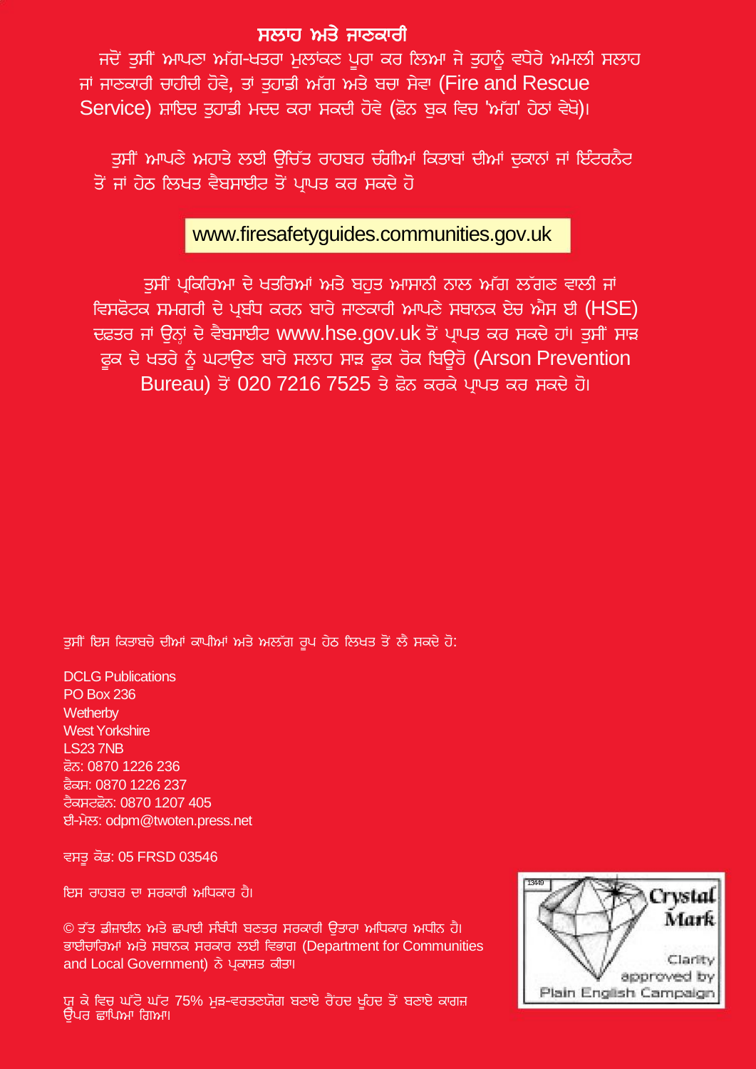## ਸਲਾਹ ਅਤੇ ਜਾਣਕਾਰੀ

ਜਦੋਂ ਤੁਸੀਂ ਆਪਣਾ ਅੱਗ-ਖਤਰਾ ਮੁਲਾਂਕਣ ਪੂਰਾ ਕਰ ਲਿਆ ਜੇ ਤੁਹਾਨੂੰ ਵਧੇਰੇ ਅਮਲੀ ਸਲਾਹ ਜਾਂ ਜਾਣਕਾਰੀ ਚਾਹੀਦੀ ਹੋਵੇ, ਤਾਂ ਤੁਹਾਡੀ ਅੱਗ ਅਤੇ ਬਚਾ ਸੇਵਾ (Fire and Rescue Service) ਸ਼ਾਇਦ ਤੁਹਾਡੀ ਮਦਦ ਕਰਾ ਸਕਦੀ ਹੋਵੇ (ਫ਼ੋਨ ਬੁਕ ਵਿਚ 'ਅੱਗ' ਹੇਠਾਂ ਵੇਖੋ)।

ਤੁਸੀਂ ਆਪਣੇ ਅਹਾਤੇ ਲਈ ਉਚਿੱਤ ਰਾਹਬਰ ਚੰਗੀਆਂ ਕਿਤਾਬਾਂ ਦੀਆਂ ਦੁਕਾਨਾਂ ਜਾਂ ਇੰਟਰਨੈਟ ਤੋਂ ਜਾਂ ਹੇਠ ਲਿਖਤ ਵੈਬਸਾਈਟ ਤੋਂ ਪ੍ਰਾਪਤ ਕਰ ਸਕਦੇ ਹੋ

www.firesafetyguides.communities.gov.uk

ਤੁਸੀਂ ਪ੍ਰਕਿਰਿਆ ਦੇ ਖਤਰਿਆਂ ਅਤੇ ਬਹੁਤ ਆਸਾਨੀ ਨਾਲ ਅੱਗ ਲੱਗਣ ਵਾਲੀ ਜਾਂ ਵਿਸਫੋਟਕ ਸਮਗਰੀ ਦੇ ਪ੍ਰਬੰਧ ਕਰਨ ਬਾਰੇ ਜਾਣਕਾਰੀ ਆਪਣੇ ਸਥਾਨਕ ਏਚ ਐਸ ਈ (HSE) ਦਫ਼ਤਰ ਜਾਂ ਉਨ੍ਹਾਂ ਦੇ ਵੈਬਸਾਈਟ www.hse.gov.uk ਤੋਂ ਪ੍ਰਾਪਤ ਕਰ ਸਕਦੇ ਹਾਂ। ਤੁਸੀਂ ਸਾੜ ਫੂਕ ਦੇ ਖਤਰੇ ਨੂੰ ਘਟਾਉਣ ਬਾਰੇ ਸਲਾਹ ਸਾੜ ਫੂਕ ਰੋਕ ਬਿਊਰੋ (Arson Prevention Bureau) ਤੋਂ 020 7216 7525 ਤੇ ਫ਼ੋਨ ਕਰਕੇ ਪ੍ਰਾਪਤ ਕਰ ਸਕਦੇ ਹੋ।

ਤੁਸੀਂ ਇਸ ਕਿਤਾਬਚੇ ਦੀਆਂ ਕਾਪੀਆਂ ਅਤੇ ਅਲੱਗ ਰੂਪ ਹੇਠ ਲਿਖਤ ਤੋਂ ਲੈ ਸਕਦੇ ਹੋ:

DCLG Publications  
PO Box 236  
Wetherby  
West Yorkshire  
LS23 7NB  
ਫ਼ੋਨ: 0870 1226 236  
ਫ਼ੈਕਸ: 0870 1226 237  
ਟੈਕਸਟਫ਼ੋਨ: 0870 1207 405  
ਈ-ਮੇਲ: odpm@twoten.press.net

ਵਸਤੂ ਕੋਡ: 05 FRSD 03546

ਇਸ ਰਾਹਬਰ ਦਾ ਸਰਕਾਰੀ ਅਧਿਕਾਰ ਹੈ।

© ਤੱਤ ਡੀਜ਼ਾਈਨ ਅਤੇ ਛਪਾਈ ਸੰਬੰਧੀ ਬਣਤਰ ਸਰਕਾਰੀ ਉਤਾਰਾ ਅਧਿਕਾਰ ਅਧੀਨ ਹੈ। ਭਾਈਚਾਰਿਆਂ ਅਤੇ ਸਥਾਨਕ ਸਰਕਾਰ ਲਈ ਵਿਭਾਗ (Department for Communities and Local Government) ਨੇ ਪ੍ਰਕਾਸ਼ਤ ਕੀਤਾ।

ਯੂ ਕੇ ਵਿਚ ਘੱਟੋ ਘੱਟ 75% ਮੁੜ-ਵਰਤਣਯੋਗ ਬਣਾਏ ਰੇਂਹਦ ਖੂੰਹਦ ਤੋਂ ਬਣਾਏ ਕਾਗਜ਼ ਉੱਪਰ ਛਾਪਿਆ ਗਿਆ।

13449 Crystal Mark  
Clarity approved by Plain English Campaign